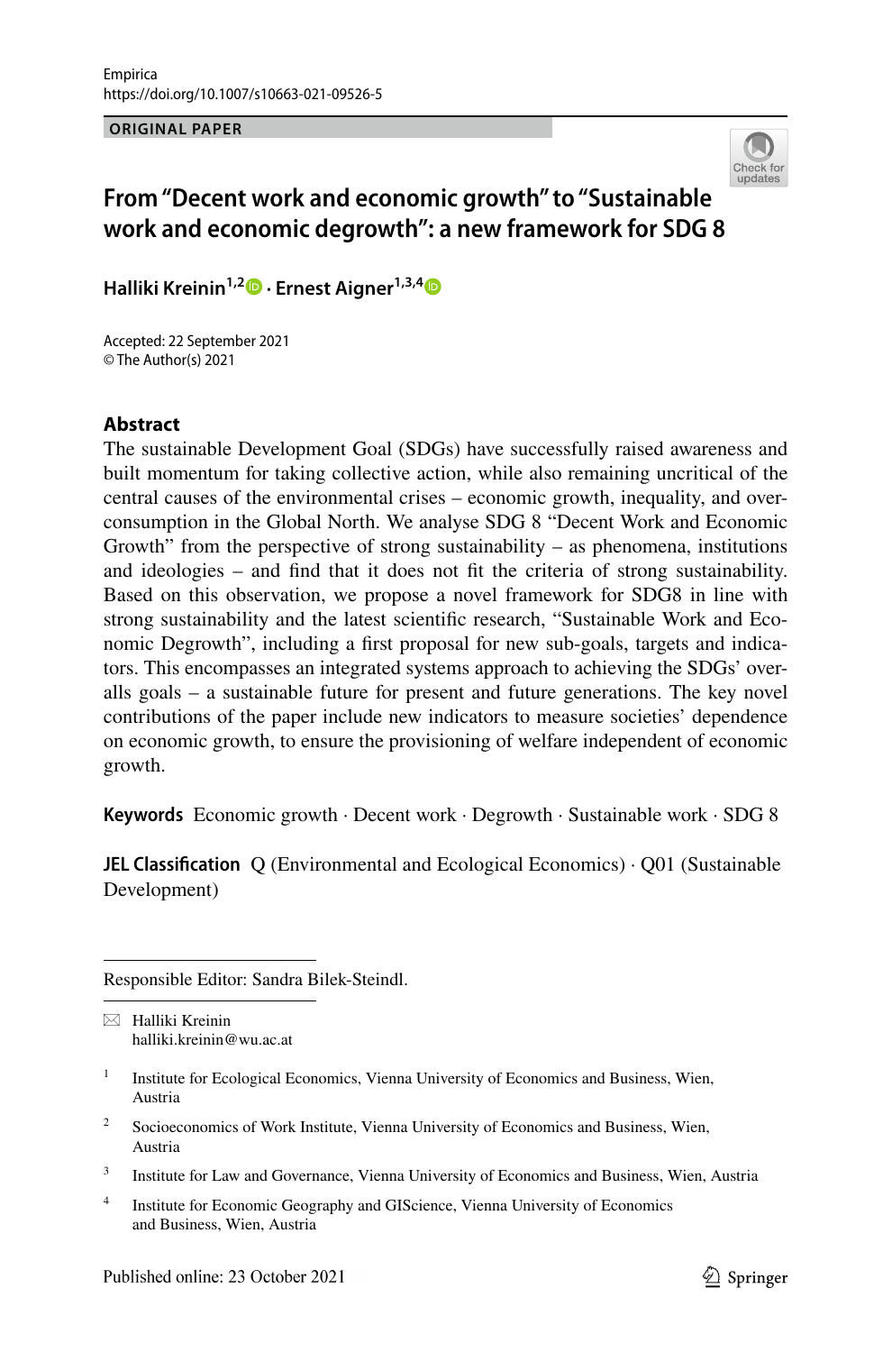Empirica
https://doi.org/10.1007/s10663-021-09526-5

ORIGINAL PAPER

# From "Decent work and economic growth" to "Sustainable work and economic degrowth": a new framework for SDG 8

**Halliki Kreinin[1,2] · Ernest Aigner[1,3,4]**

Accepted: 22 September 2021
© The Author(s) 2021

## Abstract

The sustainable Development Goal (SDGs) have successfully raised awareness and built momentum for taking collective action, while also remaining uncritical of the central causes of the environmental crises – economic growth, inequality, and over-consumption in the Global North. We analyse SDG 8 "Decent Work and Economic Growth" from the perspective of strong sustainability – as phenomena, institutions and ideologies – and find that it does not fit the criteria of strong sustainability. Based on this observation, we propose a novel framework for SDG8 in line with strong sustainability and the latest scientific research, "Sustainable Work and Economic Degrowth", including a first proposal for new sub-goals, targets and indicators. This encompasses an integrated systems approach to achieving the SDGs' overalls goals – a sustainable future for present and future generations. The key novel contributions of the paper include new indicators to measure societies' dependence on economic growth, to ensure the provisioning of welfare independent of economic growth.

**Keywords** Economic growth · Decent work · Degrowth · Sustainable work · SDG 8

**JEL Classification** Q (Environmental and Ecological Economics) · Q01 (Sustainable Development)

Responsible Editor: Sandra Bilek-Steindl.

✉ Halliki Kreinin
halliki.kreinin@wu.ac.at

1 Institute for Ecological Economics, Vienna University of Economics and Business, Wien, Austria

2 Socioeconomics of Work Institute, Vienna University of Economics and Business, Wien, Austria

3 Institute for Law and Governance, Vienna University of Economics and Business, Wien, Austria

4 Institute for Economic Geography and GIScience, Vienna University of Economics and Business, Wien, Austria

Published online: 23 October 2021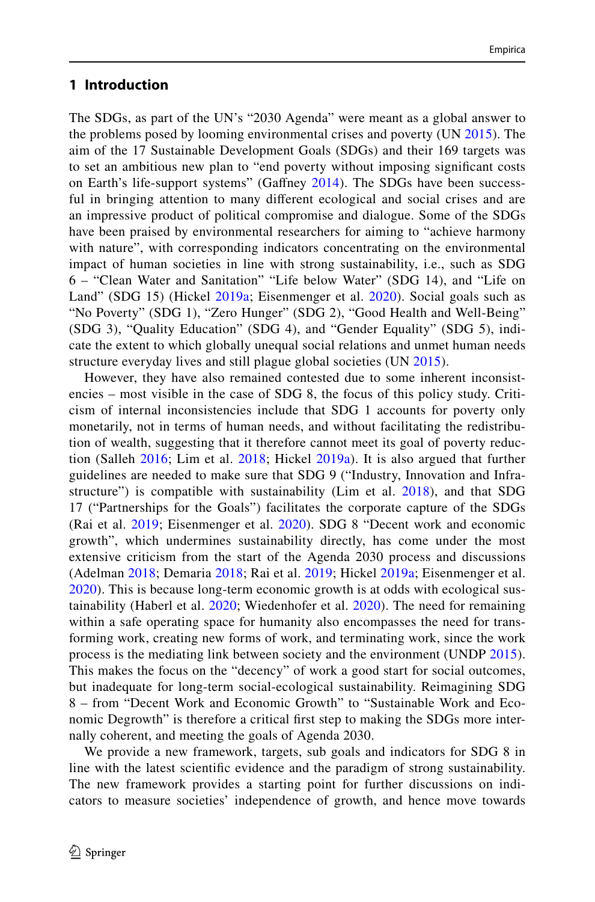## 1 Introduction

The SDGs, as part of the UN's "2030 Agenda" were meant as a global answer to the problems posed by looming environmental crises and poverty (UN 2015). The aim of the 17 Sustainable Development Goals (SDGs) and their 169 targets was to set an ambitious new plan to "end poverty without imposing significant costs on Earth's life-support systems" (Gaffney 2014). The SDGs have been successful in bringing attention to many different ecological and social crises and are an impressive product of political compromise and dialogue. Some of the SDGs have been praised by environmental researchers for aiming to "achieve harmony with nature", with corresponding indicators concentrating on the environmental impact of human societies in line with strong sustainability, i.e., such as SDG 6 – "Clean Water and Sanitation" "Life below Water" (SDG 14), and "Life on Land" (SDG 15) (Hickel 2019a; Eisenmenger et al. 2020). Social goals such as "No Poverty" (SDG 1), "Zero Hunger" (SDG 2), "Good Health and Well-Being" (SDG 3), "Quality Education" (SDG 4), and "Gender Equality" (SDG 5), indicate the extent to which globally unequal social relations and unmet human needs structure everyday lives and still plague global societies (UN 2015).

However, they have also remained contested due to some inherent inconsistencies – most visible in the case of SDG 8, the focus of this policy study. Criticism of internal inconsistencies include that SDG 1 accounts for poverty only monetarily, not in terms of human needs, and without facilitating the redistribution of wealth, suggesting that it therefore cannot meet its goal of poverty reduction (Salleh 2016; Lim et al. 2018; Hickel 2019a). It is also argued that further guidelines are needed to make sure that SDG 9 ("Industry, Innovation and Infrastructure") is compatible with sustainability (Lim et al. 2018), and that SDG 17 ("Partnerships for the Goals") facilitates the corporate capture of the SDGs (Rai et al. 2019; Eisenmenger et al. 2020). SDG 8 "Decent work and economic growth", which undermines sustainability directly, has come under the most extensive criticism from the start of the Agenda 2030 process and discussions (Adelman 2018; Demaria 2018; Rai et al. 2019; Hickel 2019a; Eisenmenger et al. 2020). This is because long-term economic growth is at odds with ecological sustainability (Haberl et al. 2020; Wiedenhofer et al. 2020). The need for remaining within a safe operating space for humanity also encompasses the need for transforming work, creating new forms of work, and terminating work, since the work process is the mediating link between society and the environment (UNDP 2015). This makes the focus on the "decency" of work a good start for social outcomes, but inadequate for long-term social-ecological sustainability. Reimagining SDG 8 – from "Decent Work and Economic Growth" to "Sustainable Work and Economic Degrowth" is therefore a critical first step to making the SDGs more internally coherent, and meeting the goals of Agenda 2030.

We provide a new framework, targets, sub goals and indicators for SDG 8 in line with the latest scientific evidence and the paradigm of strong sustainability. The new framework provides a starting point for further discussions on indicators to measure societies' independence of growth, and hence move towards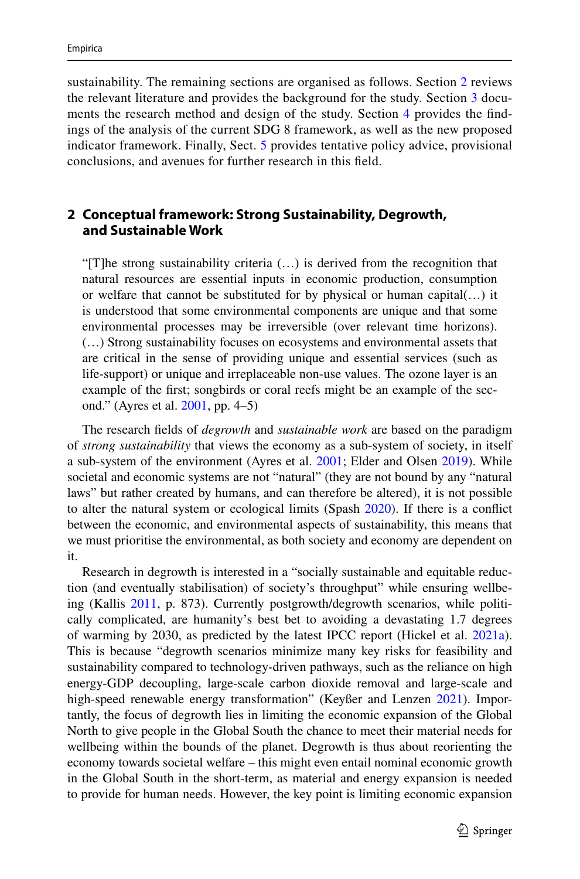sustainability. The remaining sections are organised as follows. Section 2 reviews the relevant literature and provides the background for the study. Section 3 documents the research method and design of the study. Section 4 provides the findings of the analysis of the current SDG 8 framework, as well as the new proposed indicator framework. Finally, Sect. 5 provides tentative policy advice, provisional conclusions, and avenues for further research in this field.

## 2 Conceptual framework: Strong Sustainability, Degrowth, and Sustainable Work

> "[T]he strong sustainability criteria (…) is derived from the recognition that natural resources are essential inputs in economic production, consumption or welfare that cannot be substituted for by physical or human capital(…) it is understood that some environmental components are unique and that some environmental processes may be irreversible (over relevant time horizons). (…) Strong sustainability focuses on ecosystems and environmental assets that are critical in the sense of providing unique and essential services (such as life-support) or unique and irreplaceable non-use values. The ozone layer is an example of the first; songbirds or coral reefs might be an example of the second." (Ayres et al. 2001, pp. 4–5)

The research fields of *degrowth* and *sustainable work* are based on the paradigm of *strong sustainability* that views the economy as a sub-system of society, in itself a sub-system of the environment (Ayres et al. 2001; Elder and Olsen 2019). While societal and economic systems are not "natural" (they are not bound by any "natural laws" but rather created by humans, and can therefore be altered), it is not possible to alter the natural system or ecological limits (Spash 2020). If there is a conflict between the economic, and environmental aspects of sustainability, this means that we must prioritise the environmental, as both society and economy are dependent on it.

Research in degrowth is interested in a "socially sustainable and equitable reduction (and eventually stabilisation) of society's throughput" while ensuring wellbeing (Kallis 2011, p. 873). Currently postgrowth/degrowth scenarios, while politically complicated, are humanity's best bet to avoiding a devastating 1.7 degrees of warming by 2030, as predicted by the latest IPCC report (Hickel et al. 2021a). This is because "degrowth scenarios minimize many key risks for feasibility and sustainability compared to technology-driven pathways, such as the reliance on high energy-GDP decoupling, large-scale carbon dioxide removal and large-scale and high-speed renewable energy transformation" (Keyßer and Lenzen 2021). Importantly, the focus of degrowth lies in limiting the economic expansion of the Global North to give people in the Global South the chance to meet their material needs for wellbeing within the bounds of the planet. Degrowth is thus about reorienting the economy towards societal welfare – this might even entail nominal economic growth in the Global South in the short-term, as material and energy expansion is needed to provide for human needs. However, the key point is limiting economic expansion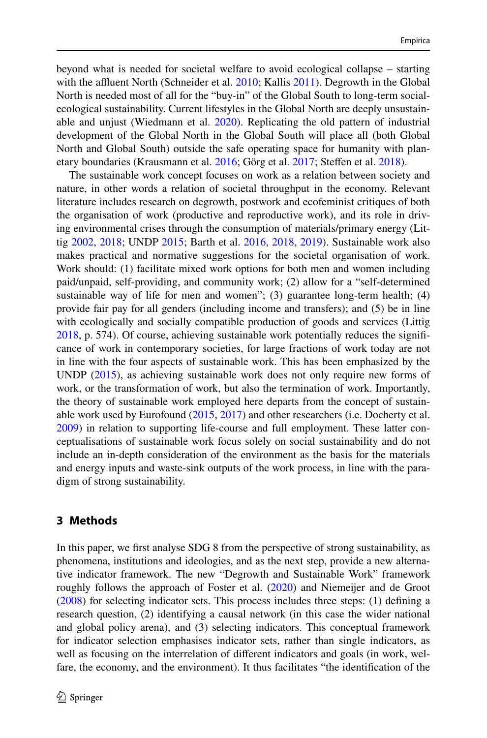beyond what is needed for societal welfare to avoid ecological collapse – starting with the affluent North (Schneider et al. 2010; Kallis 2011). Degrowth in the Global North is needed most of all for the "buy-in" of the Global South to long-term social-ecological sustainability. Current lifestyles in the Global North are deeply unsustainable and unjust (Wiedmann et al. 2020). Replicating the old pattern of industrial development of the Global North in the Global South will place all (both Global North and Global South) outside the safe operating space for humanity with planetary boundaries (Krausmann et al. 2016; Görg et al. 2017; Steffen et al. 2018).

The sustainable work concept focuses on work as a relation between society and nature, in other words a relation of societal throughput in the economy. Relevant literature includes research on degrowth, postwork and ecofeminist critiques of both the organisation of work (productive and reproductive work), and its role in driving environmental crises through the consumption of materials/primary energy (Littig 2002, 2018; UNDP 2015; Barth et al. 2016, 2018, 2019). Sustainable work also makes practical and normative suggestions for the societal organisation of work. Work should: (1) facilitate mixed work options for both men and women including paid/unpaid, self-providing, and community work; (2) allow for a "self-determined sustainable way of life for men and women"; (3) guarantee long-term health; (4) provide fair pay for all genders (including income and transfers); and (5) be in line with ecologically and socially compatible production of goods and services (Littig 2018, p. 574). Of course, achieving sustainable work potentially reduces the significance of work in contemporary societies, for large fractions of work today are not in line with the four aspects of sustainable work. This has been emphasized by the UNDP (2015), as achieving sustainable work does not only require new forms of work, or the transformation of work, but also the termination of work. Importantly, the theory of sustainable work employed here departs from the concept of sustainable work used by Eurofound (2015, 2017) and other researchers (i.e. Docherty et al. 2009) in relation to supporting life-course and full employment. These latter conceptualisations of sustainable work focus solely on social sustainability and do not include an in-depth consideration of the environment as the basis for the materials and energy inputs and waste-sink outputs of the work process, in line with the paradigm of strong sustainability.

## 3 Methods

In this paper, we first analyse SDG 8 from the perspective of strong sustainability, as phenomena, institutions and ideologies, and as the next step, provide a new alternative indicator framework. The new "Degrowth and Sustainable Work" framework roughly follows the approach of Foster et al. (2020) and Niemeijer and de Groot (2008) for selecting indicator sets. This process includes three steps: (1) defining a research question, (2) identifying a causal network (in this case the wider national and global policy arena), and (3) selecting indicators. This conceptual framework for indicator selection emphasises indicator sets, rather than single indicators, as well as focusing on the interrelation of different indicators and goals (in work, welfare, the economy, and the environment). It thus facilitates "the identification of the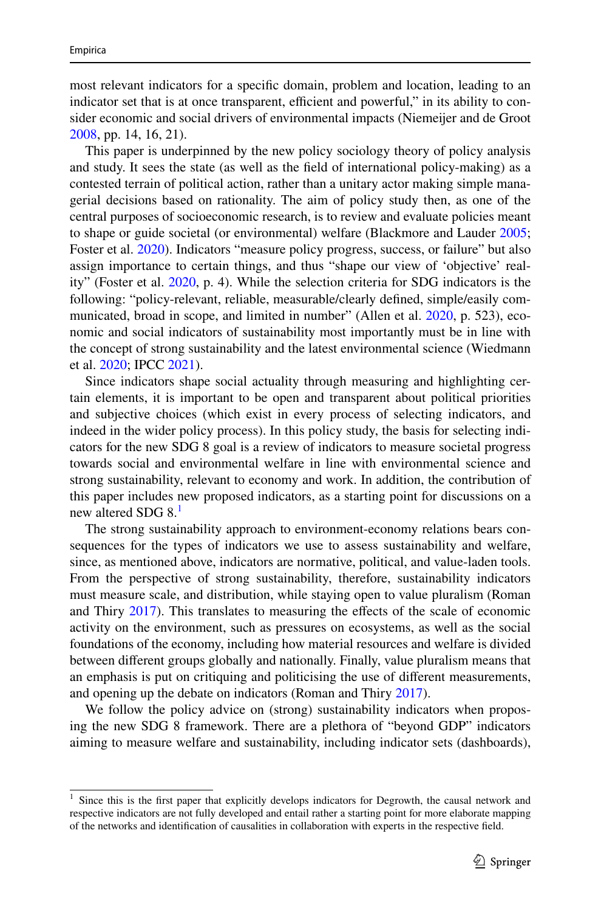most relevant indicators for a specific domain, problem and location, leading to an indicator set that is at once transparent, efficient and powerful," in its ability to consider economic and social drivers of environmental impacts (Niemeijer and de Groot 2008, pp. 14, 16, 21).

This paper is underpinned by the new policy sociology theory of policy analysis and study. It sees the state (as well as the field of international policy-making) as a contested terrain of political action, rather than a unitary actor making simple managerial decisions based on rationality. The aim of policy study then, as one of the central purposes of socioeconomic research, is to review and evaluate policies meant to shape or guide societal (or environmental) welfare (Blackmore and Lauder 2005; Foster et al. 2020). Indicators "measure policy progress, success, or failure" but also assign importance to certain things, and thus "shape our view of 'objective' reality" (Foster et al. 2020, p. 4). While the selection criteria for SDG indicators is the following: "policy-relevant, reliable, measurable/clearly defined, simple/easily communicated, broad in scope, and limited in number" (Allen et al. 2020, p. 523), economic and social indicators of sustainability most importantly must be in line with the concept of strong sustainability and the latest environmental science (Wiedmann et al. 2020; IPCC 2021).

Since indicators shape social actuality through measuring and highlighting certain elements, it is important to be open and transparent about political priorities and subjective choices (which exist in every process of selecting indicators, and indeed in the wider policy process). In this policy study, the basis for selecting indicators for the new SDG 8 goal is a review of indicators to measure societal progress towards social and environmental welfare in line with environmental science and strong sustainability, relevant to economy and work. In addition, the contribution of this paper includes new proposed indicators, as a starting point for discussions on a new altered SDG 8.[1]

The strong sustainability approach to environment-economy relations bears consequences for the types of indicators we use to assess sustainability and welfare, since, as mentioned above, indicators are normative, political, and value-laden tools. From the perspective of strong sustainability, therefore, sustainability indicators must measure scale, and distribution, while staying open to value pluralism (Roman and Thiry 2017). This translates to measuring the effects of the scale of economic activity on the environment, such as pressures on ecosystems, as well as the social foundations of the economy, including how material resources and welfare is divided between different groups globally and nationally. Finally, value pluralism means that an emphasis is put on critiquing and politicising the use of different measurements, and opening up the debate on indicators (Roman and Thiry 2017).

We follow the policy advice on (strong) sustainability indicators when proposing the new SDG 8 framework. There are a plethora of "beyond GDP" indicators aiming to measure welfare and sustainability, including indicator sets (dashboards),

[1] Since this is the first paper that explicitly develops indicators for Degrowth, the causal network and respective indicators are not fully developed and entail rather a starting point for more elaborate mapping of the networks and identification of causalities in collaboration with experts in the respective field.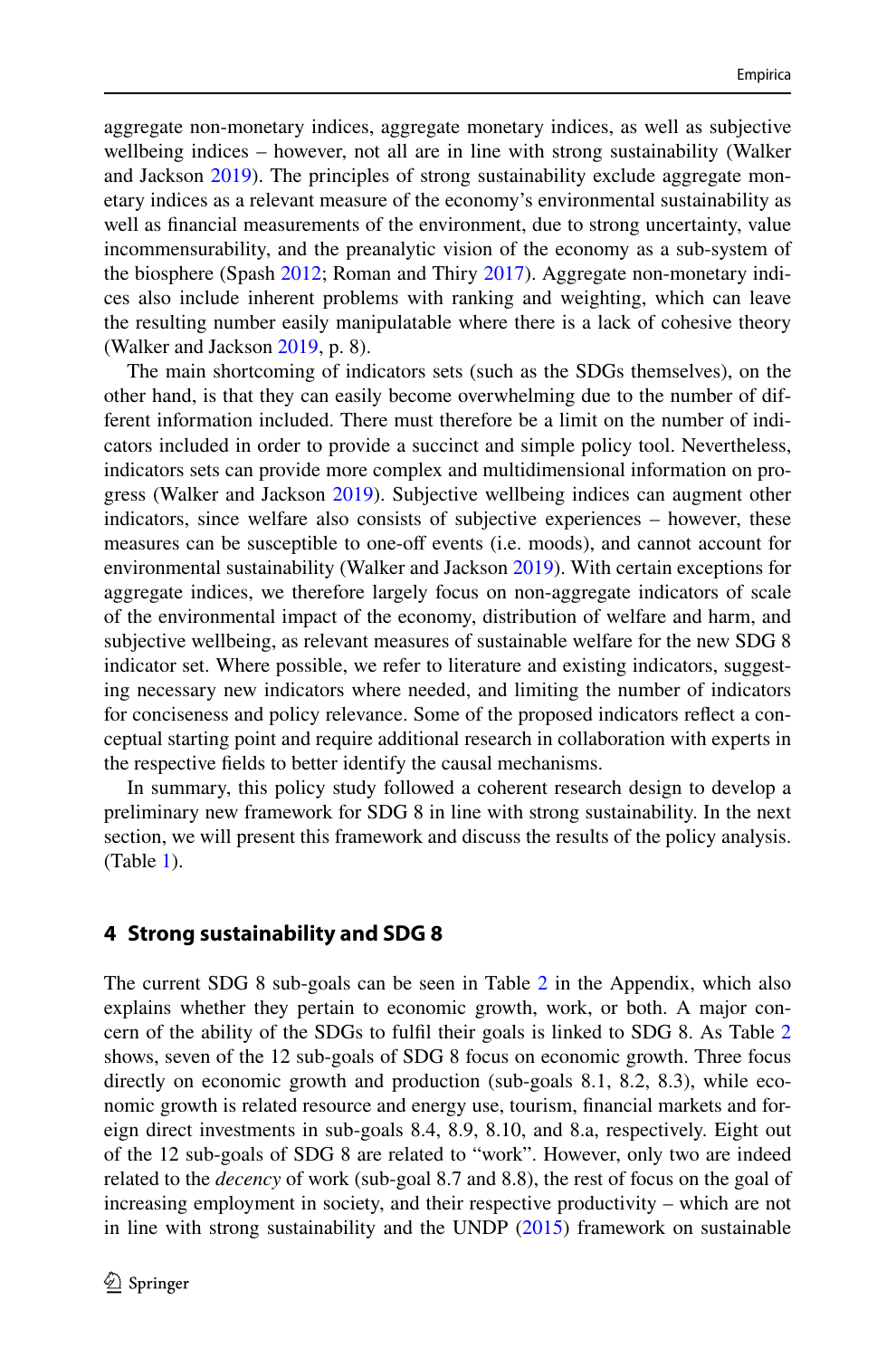aggregate non-monetary indices, aggregate monetary indices, as well as subjective wellbeing indices – however, not all are in line with strong sustainability (Walker and Jackson 2019). The principles of strong sustainability exclude aggregate monetary indices as a relevant measure of the economy's environmental sustainability as well as financial measurements of the environment, due to strong uncertainty, value incommensurability, and the preanalytic vision of the economy as a sub-system of the biosphere (Spash 2012; Roman and Thiry 2017). Aggregate non-monetary indices also include inherent problems with ranking and weighting, which can leave the resulting number easily manipulatable where there is a lack of cohesive theory (Walker and Jackson 2019, p. 8).

The main shortcoming of indicators sets (such as the SDGs themselves), on the other hand, is that they can easily become overwhelming due to the number of different information included. There must therefore be a limit on the number of indicators included in order to provide a succinct and simple policy tool. Nevertheless, indicators sets can provide more complex and multidimensional information on progress (Walker and Jackson 2019). Subjective wellbeing indices can augment other indicators, since welfare also consists of subjective experiences – however, these measures can be susceptible to one-off events (i.e. moods), and cannot account for environmental sustainability (Walker and Jackson 2019). With certain exceptions for aggregate indices, we therefore largely focus on non-aggregate indicators of scale of the environmental impact of the economy, distribution of welfare and harm, and subjective wellbeing, as relevant measures of sustainable welfare for the new SDG 8 indicator set. Where possible, we refer to literature and existing indicators, suggesting necessary new indicators where needed, and limiting the number of indicators for conciseness and policy relevance. Some of the proposed indicators reflect a conceptual starting point and require additional research in collaboration with experts in the respective fields to better identify the causal mechanisms.

In summary, this policy study followed a coherent research design to develop a preliminary new framework for SDG 8 in line with strong sustainability. In the next section, we will present this framework and discuss the results of the policy analysis. (Table 1).

## 4 Strong sustainability and SDG 8

The current SDG 8 sub-goals can be seen in Table 2 in the Appendix, which also explains whether they pertain to economic growth, work, or both. A major concern of the ability of the SDGs to fulfil their goals is linked to SDG 8. As Table 2 shows, seven of the 12 sub-goals of SDG 8 focus on economic growth. Three focus directly on economic growth and production (sub-goals 8.1, 8.2, 8.3), while economic growth is related resource and energy use, tourism, financial markets and foreign direct investments in sub-goals 8.4, 8.9, 8.10, and 8.a, respectively. Eight out of the 12 sub-goals of SDG 8 are related to "work". However, only two are indeed related to the *decency* of work (sub-goal 8.7 and 8.8), the rest of focus on the goal of increasing employment in society, and their respective productivity – which are not in line with strong sustainability and the UNDP (2015) framework on sustainable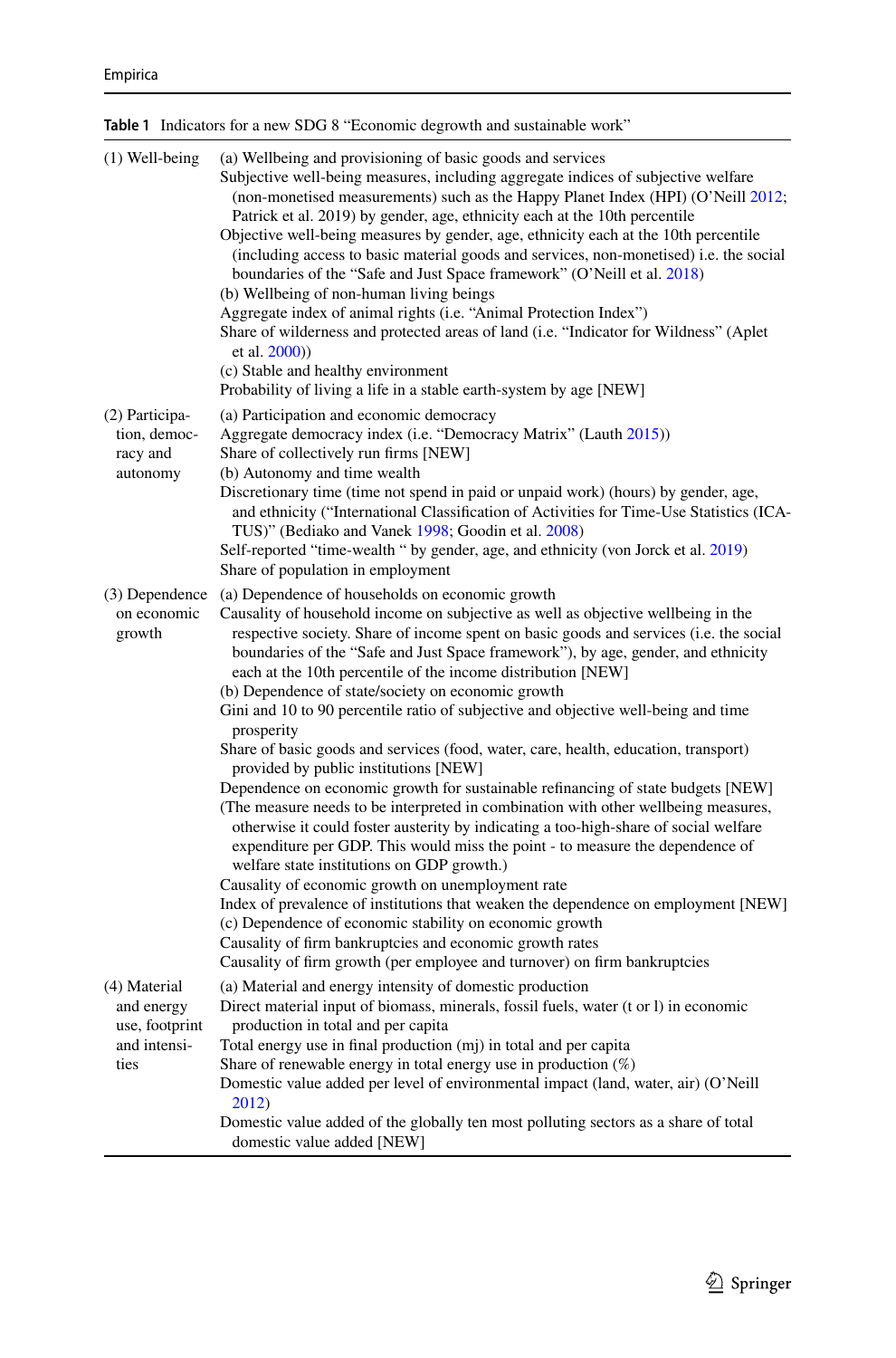**Table 1** Indicators for a new SDG 8 "Economic degrowth and sustainable work"

| | |
|---|---|
| (1) Well-being | (a) Wellbeing and provisioning of basic goods and services<br>Subjective well-being measures, including aggregate indices of subjective welfare (non-monetised measurements) such as the Happy Planet Index (HPI) (O'Neill 2012; Patrick et al. 2019) by gender, age, ethnicity each at the 10th percentile<br>Objective well-being measures by gender, age, ethnicity each at the 10th percentile (including access to basic material goods and services, non-monetised) i.e. the social boundaries of the "Safe and Just Space framework" (O'Neill et al. 2018)<br>(b) Wellbeing of non-human living beings<br>Aggregate index of animal rights (i.e. "Animal Protection Index")<br>Share of wilderness and protected areas of land (i.e. "Indicator for Wildness" (Aplet et al. 2000))<br>(c) Stable and healthy environment<br>Probability of living a life in a stable earth-system by age [NEW] |
| (2) Participation, democracy and autonomy | (a) Participation and economic democracy<br>Aggregate democracy index (i.e. "Democracy Matrix" (Lauth 2015))<br>Share of collectively run firms [NEW]<br>(b) Autonomy and time wealth<br>Discretionary time (time not spend in paid or unpaid work) (hours) by gender, age, and ethnicity ("International Classification of Activities for Time-Use Statistics (ICATUS)" (Bediako and Vanek 1998; Goodin et al. 2008)<br>Self-reported "time-wealth " by gender, age, and ethnicity (von Jorck et al. 2019)<br>Share of population in employment |
| (3) Dependence on economic growth | (a) Dependence of households on economic growth<br>Causality of household income on subjective as well as objective wellbeing in the respective society. Share of income spent on basic goods and services (i.e. the social boundaries of the "Safe and Just Space framework"), by age, gender, and ethnicity each at the 10th percentile of the income distribution [NEW]<br>(b) Dependence of state/society on economic growth<br>Gini and 10 to 90 percentile ratio of subjective and objective well-being and time prosperity<br>Share of basic goods and services (food, water, care, health, education, transport) provided by public institutions [NEW]<br>Dependence on economic growth for sustainable refinancing of state budgets [NEW]<br>(The measure needs to be interpreted in combination with other wellbeing measures, otherwise it could foster austerity by indicating a too-high-share of social welfare expenditure per GDP. This would miss the point - to measure the dependence of welfare state institutions on GDP growth.)<br>Causality of economic growth on unemployment rate<br>Index of prevalence of institutions that weaken the dependence on employment [NEW]<br>(c) Dependence of economic stability on economic growth<br>Causality of firm bankruptcies and economic growth rates<br>Causality of firm growth (per employee and turnover) on firm bankruptcies |
| (4) Material and energy use, footprint and intensities | (a) Material and energy intensity of domestic production<br>Direct material input of biomass, minerals, fossil fuels, water (t or l) in economic production in total and per capita<br>Total energy use in final production (mj) in total and per capita<br>Share of renewable energy in total energy use in production (%)<br>Domestic value added per level of environmental impact (land, water, air) (O'Neill 2012)<br>Domestic value added of the globally ten most polluting sectors as a share of total domestic value added [NEW] |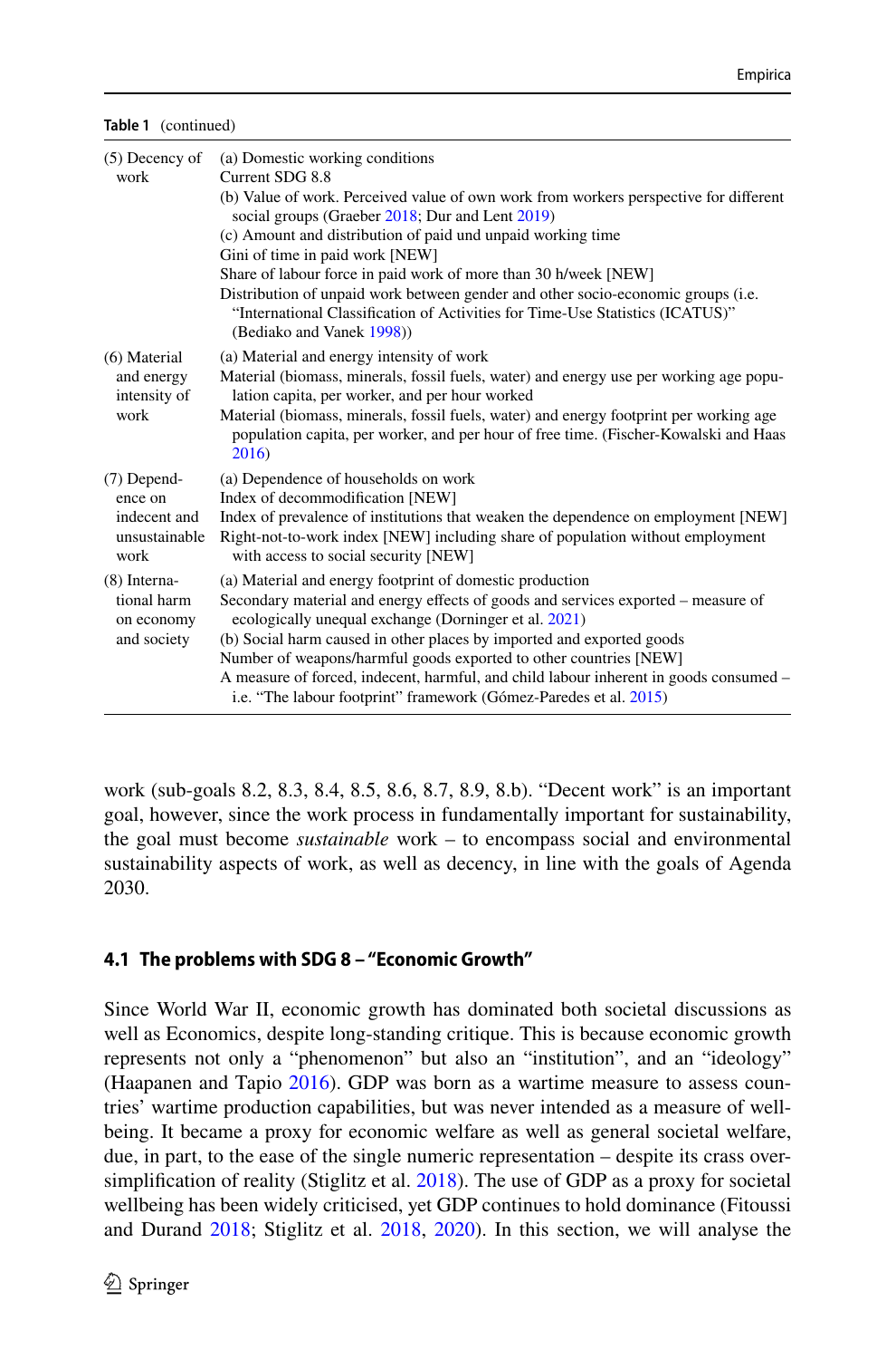**Table 1** (continued)

| | |
|---|---|
| (5) Decency of work | (a) Domestic working conditions<br>Current SDG 8.8<br>(b) Value of work. Perceived value of own work from workers perspective for different social groups (Graeber 2018; Dur and Lent 2019)<br>(c) Amount and distribution of paid und unpaid working time<br>Gini of time in paid work [NEW]<br>Share of labour force in paid work of more than 30 h/week [NEW]<br>Distribution of unpaid work between gender and other socio-economic groups (i.e. "International Classification of Activities for Time-Use Statistics (ICATUS)" (Bediako and Vanek 1998)) |
| (6) Material and energy intensity of work | (a) Material and energy intensity of work<br>Material (biomass, minerals, fossil fuels, water) and energy use per working age population capita, per worker, and per hour worked<br>Material (biomass, minerals, fossil fuels, water) and energy footprint per working age population capita, per worker, and per hour of free time. (Fischer-Kowalski and Haas 2016) |
| (7) Dependence on indecent and unsustainable work | (a) Dependence of households on work<br>Index of decommodification [NEW]<br>Index of prevalence of institutions that weaken the dependence on employment [NEW]<br>Right-not-to-work index [NEW] including share of population without employment with access to social security [NEW] |
| (8) International harm on economy and society | (a) Material and energy footprint of domestic production<br>Secondary material and energy effects of goods and services exported – measure of ecologically unequal exchange (Dorninger et al. 2021)<br>(b) Social harm caused in other places by imported and exported goods<br>Number of weapons/harmful goods exported to other countries [NEW]<br>A measure of forced, indecent, harmful, and child labour inherent in goods consumed – i.e. "The labour footprint" framework (Gómez-Paredes et al. 2015) |

work (sub-goals 8.2, 8.3, 8.4, 8.5, 8.6, 8.7, 8.9, 8.b). "Decent work" is an important goal, however, since the work process in fundamentally important for sustainability, the goal must become *sustainable* work – to encompass social and environmental sustainability aspects of work, as well as decency, in line with the goals of Agenda 2030.

### 4.1 The problems with SDG 8 – "Economic Growth"

Since World War II, economic growth has dominated both societal discussions as well as Economics, despite long-standing critique. This is because economic growth represents not only a "phenomenon" but also an "institution", and an "ideology" (Haapanen and Tapio 2016). GDP was born as a wartime measure to assess countries' wartime production capabilities, but was never intended as a measure of wellbeing. It became a proxy for economic welfare as well as general societal welfare, due, in part, to the ease of the single numeric representation – despite its crass oversimplification of reality (Stiglitz et al. 2018). The use of GDP as a proxy for societal wellbeing has been widely criticised, yet GDP continues to hold dominance (Fitoussi and Durand 2018; Stiglitz et al. 2018, 2020). In this section, we will analyse the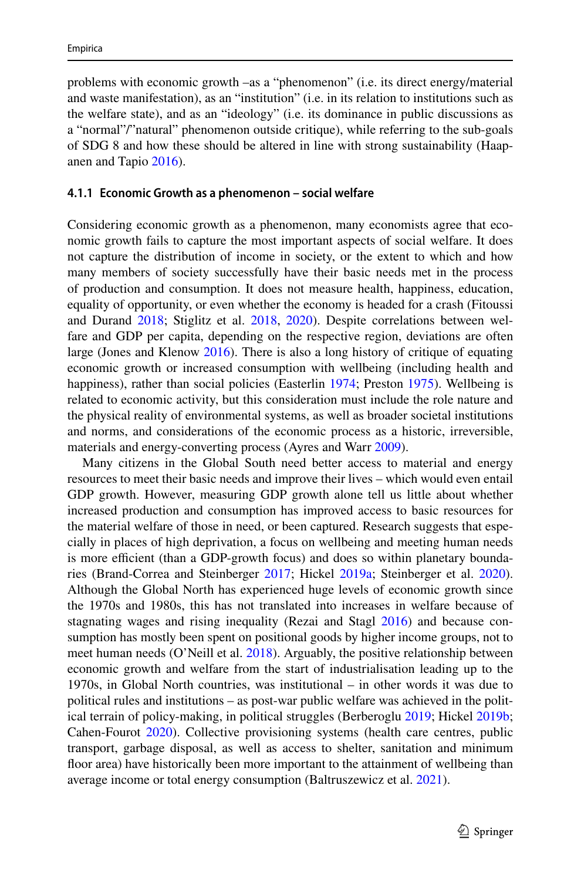problems with economic growth –as a "phenomenon" (i.e. its direct energy/material and waste manifestation), as an "institution" (i.e. in its relation to institutions such as the welfare state), and as an "ideology" (i.e. its dominance in public discussions as a "normal"/"natural" phenomenon outside critique), while referring to the sub-goals of SDG 8 and how these should be altered in line with strong sustainability (Haapanen and Tapio 2016).

#### 4.1.1 Economic Growth as a phenomenon – social welfare

Considering economic growth as a phenomenon, many economists agree that economic growth fails to capture the most important aspects of social welfare. It does not capture the distribution of income in society, or the extent to which and how many members of society successfully have their basic needs met in the process of production and consumption. It does not measure health, happiness, education, equality of opportunity, or even whether the economy is headed for a crash (Fitoussi and Durand 2018; Stiglitz et al. 2018, 2020). Despite correlations between welfare and GDP per capita, depending on the respective region, deviations are often large (Jones and Klenow 2016). There is also a long history of critique of equating economic growth or increased consumption with wellbeing (including health and happiness), rather than social policies (Easterlin 1974; Preston 1975). Wellbeing is related to economic activity, but this consideration must include the role nature and the physical reality of environmental systems, as well as broader societal institutions and norms, and considerations of the economic process as a historic, irreversible, materials and energy-converting process (Ayres and Warr 2009).

Many citizens in the Global South need better access to material and energy resources to meet their basic needs and improve their lives – which would even entail GDP growth. However, measuring GDP growth alone tell us little about whether increased production and consumption has improved access to basic resources for the material welfare of those in need, or been captured. Research suggests that especially in places of high deprivation, a focus on wellbeing and meeting human needs is more efficient (than a GDP-growth focus) and does so within planetary boundaries (Brand-Correa and Steinberger 2017; Hickel 2019a; Steinberger et al. 2020). Although the Global North has experienced huge levels of economic growth since the 1970s and 1980s, this has not translated into increases in welfare because of stagnating wages and rising inequality (Rezai and Stagl 2016) and because consumption has mostly been spent on positional goods by higher income groups, not to meet human needs (O'Neill et al. 2018). Arguably, the positive relationship between economic growth and welfare from the start of industrialisation leading up to the 1970s, in Global North countries, was institutional – in other words it was due to political rules and institutions – as post-war public welfare was achieved in the political terrain of policy-making, in political struggles (Berberoglu 2019; Hickel 2019b; Cahen-Fourot 2020). Collective provisioning systems (health care centres, public transport, garbage disposal, as well as access to shelter, sanitation and minimum floor area) have historically been more important to the attainment of wellbeing than average income or total energy consumption (Baltruszewicz et al. 2021).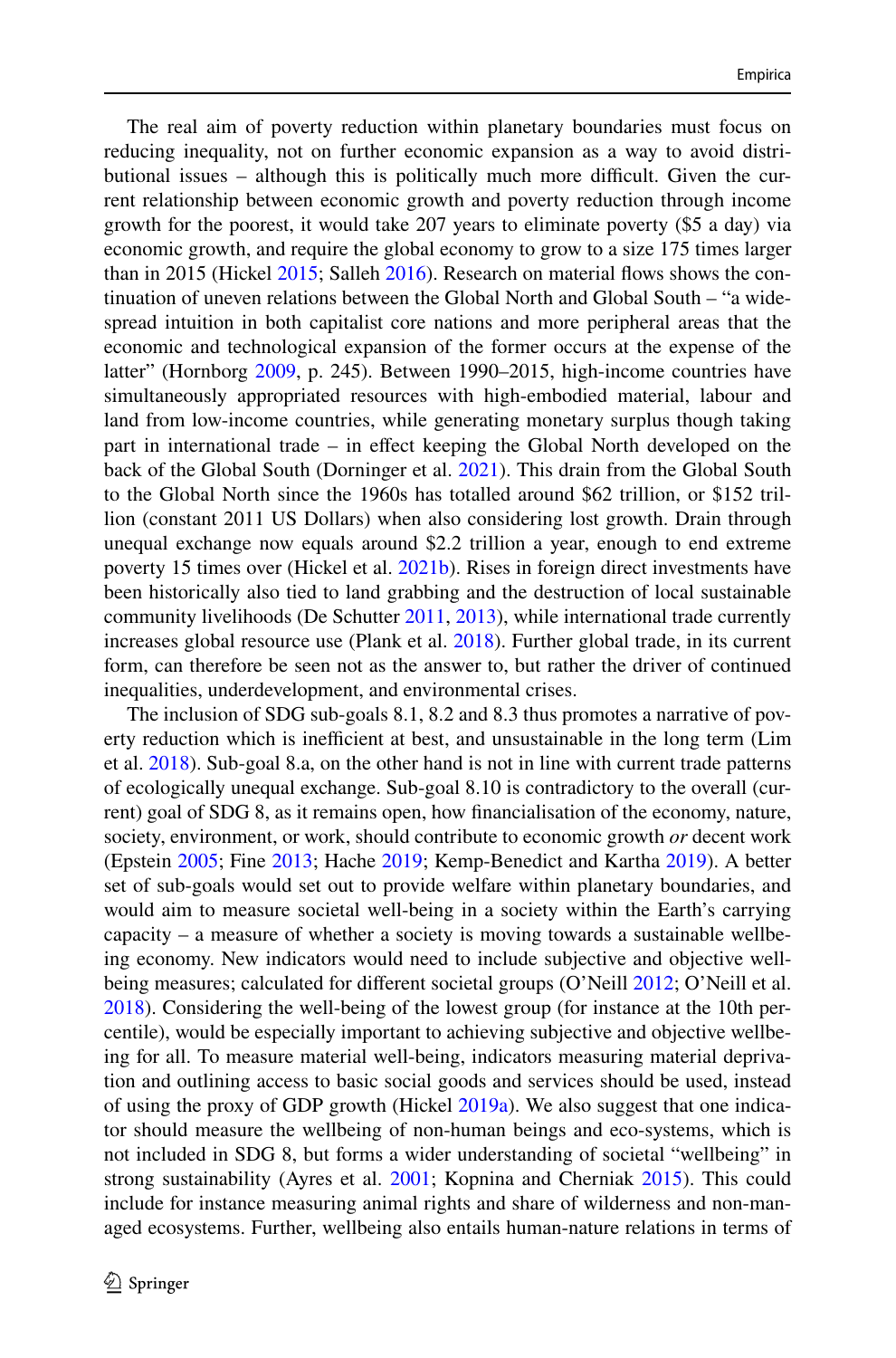The real aim of poverty reduction within planetary boundaries must focus on reducing inequality, not on further economic expansion as a way to avoid distributional issues – although this is politically much more difficult. Given the current relationship between economic growth and poverty reduction through income growth for the poorest, it would take 207 years to eliminate poverty ($5 a day) via economic growth, and require the global economy to grow to a size 175 times larger than in 2015 (Hickel 2015; Salleh 2016). Research on material flows shows the continuation of uneven relations between the Global North and Global South – "a widespread intuition in both capitalist core nations and more peripheral areas that the economic and technological expansion of the former occurs at the expense of the latter" (Hornborg 2009, p. 245). Between 1990–2015, high-income countries have simultaneously appropriated resources with high-embodied material, labour and land from low-income countries, while generating monetary surplus though taking part in international trade – in effect keeping the Global North developed on the back of the Global South (Dorninger et al. 2021). This drain from the Global South to the Global North since the 1960s has totalled around $62 trillion, or $152 trillion (constant 2011 US Dollars) when also considering lost growth. Drain through unequal exchange now equals around $2.2 trillion a year, enough to end extreme poverty 15 times over (Hickel et al. 2021b). Rises in foreign direct investments have been historically also tied to land grabbing and the destruction of local sustainable community livelihoods (De Schutter 2011, 2013), while international trade currently increases global resource use (Plank et al. 2018). Further global trade, in its current form, can therefore be seen not as the answer to, but rather the driver of continued inequalities, underdevelopment, and environmental crises.

The inclusion of SDG sub-goals 8.1, 8.2 and 8.3 thus promotes a narrative of poverty reduction which is inefficient at best, and unsustainable in the long term (Lim et al. 2018). Sub-goal 8.a, on the other hand is not in line with current trade patterns of ecologically unequal exchange. Sub-goal 8.10 is contradictory to the overall (current) goal of SDG 8, as it remains open, how financialisation of the economy, nature, society, environment, or work, should contribute to economic growth *or* decent work (Epstein 2005; Fine 2013; Hache 2019; Kemp-Benedict and Kartha 2019). A better set of sub-goals would set out to provide welfare within planetary boundaries, and would aim to measure societal well-being in a society within the Earth's carrying capacity – a measure of whether a society is moving towards a sustainable wellbeing economy. New indicators would need to include subjective and objective well-being measures; calculated for different societal groups (O'Neill 2012; O'Neill et al. 2018). Considering the well-being of the lowest group (for instance at the 10th percentile), would be especially important to achieving subjective and objective wellbeing for all. To measure material well-being, indicators measuring material deprivation and outlining access to basic social goods and services should be used, instead of using the proxy of GDP growth (Hickel 2019a). We also suggest that one indicator should measure the wellbeing of non-human beings and eco-systems, which is not included in SDG 8, but forms a wider understanding of societal "wellbeing" in strong sustainability (Ayres et al. 2001; Kopnina and Cherniak 2015). This could include for instance measuring animal rights and share of wilderness and non-managed ecosystems. Further, wellbeing also entails human-nature relations in terms of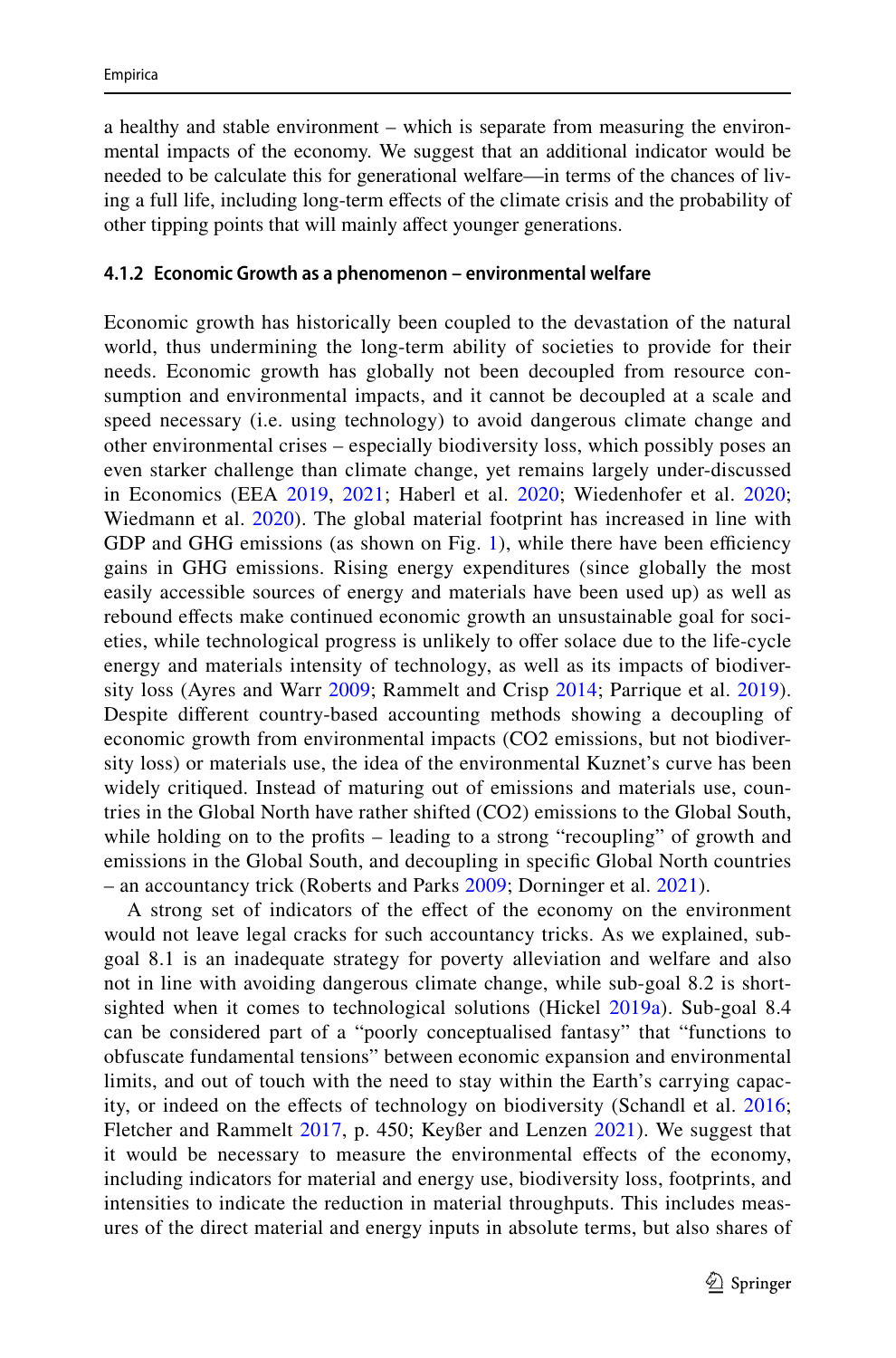a healthy and stable environment – which is separate from measuring the environmental impacts of the economy. We suggest that an additional indicator would be needed to be calculate this for generational welfare—in terms of the chances of living a full life, including long-term effects of the climate crisis and the probability of other tipping points that will mainly affect younger generations.

#### 4.1.2 Economic Growth as a phenomenon – environmental welfare

Economic growth has historically been coupled to the devastation of the natural world, thus undermining the long-term ability of societies to provide for their needs. Economic growth has globally not been decoupled from resource consumption and environmental impacts, and it cannot be decoupled at a scale and speed necessary (i.e. using technology) to avoid dangerous climate change and other environmental crises – especially biodiversity loss, which possibly poses an even starker challenge than climate change, yet remains largely under-discussed in Economics (EEA 2019, 2021; Haberl et al. 2020; Wiedenhofer et al. 2020; Wiedmann et al. 2020). The global material footprint has increased in line with GDP and GHG emissions (as shown on Fig. 1), while there have been efficiency gains in GHG emissions. Rising energy expenditures (since globally the most easily accessible sources of energy and materials have been used up) as well as rebound effects make continued economic growth an unsustainable goal for societies, while technological progress is unlikely to offer solace due to the life-cycle energy and materials intensity of technology, as well as its impacts of biodiversity loss (Ayres and Warr 2009; Rammelt and Crisp 2014; Parrique et al. 2019). Despite different country-based accounting methods showing a decoupling of economic growth from environmental impacts ($CO_2$ emissions, but not biodiversity loss) or materials use, the idea of the environmental Kuznet's curve has been widely critiqued. Instead of maturing out of emissions and materials use, countries in the Global North have rather shifted ($CO_2$) emissions to the Global South, while holding on to the profits – leading to a strong "recoupling" of growth and emissions in the Global South, and decoupling in specific Global North countries – an accountancy trick (Roberts and Parks 2009; Dorninger et al. 2021).

A strong set of indicators of the effect of the economy on the environment would not leave legal cracks for such accountancy tricks. As we explained, sub-goal 8.1 is an inadequate strategy for poverty alleviation and welfare and also not in line with avoiding dangerous climate change, while sub-goal 8.2 is short-sighted when it comes to technological solutions (Hickel 2019a). Sub-goal 8.4 can be considered part of a "poorly conceptualised fantasy" that "functions to obfuscate fundamental tensions" between economic expansion and environmental limits, and out of touch with the need to stay within the Earth's carrying capacity, or indeed on the effects of technology on biodiversity (Schandl et al. 2016; Fletcher and Rammelt 2017, p. 450; Keyßer and Lenzen 2021). We suggest that it would be necessary to measure the environmental effects of the economy, including indicators for material and energy use, biodiversity loss, footprints, and intensities to indicate the reduction in material throughputs. This includes measures of the direct material and energy inputs in absolute terms, but also shares of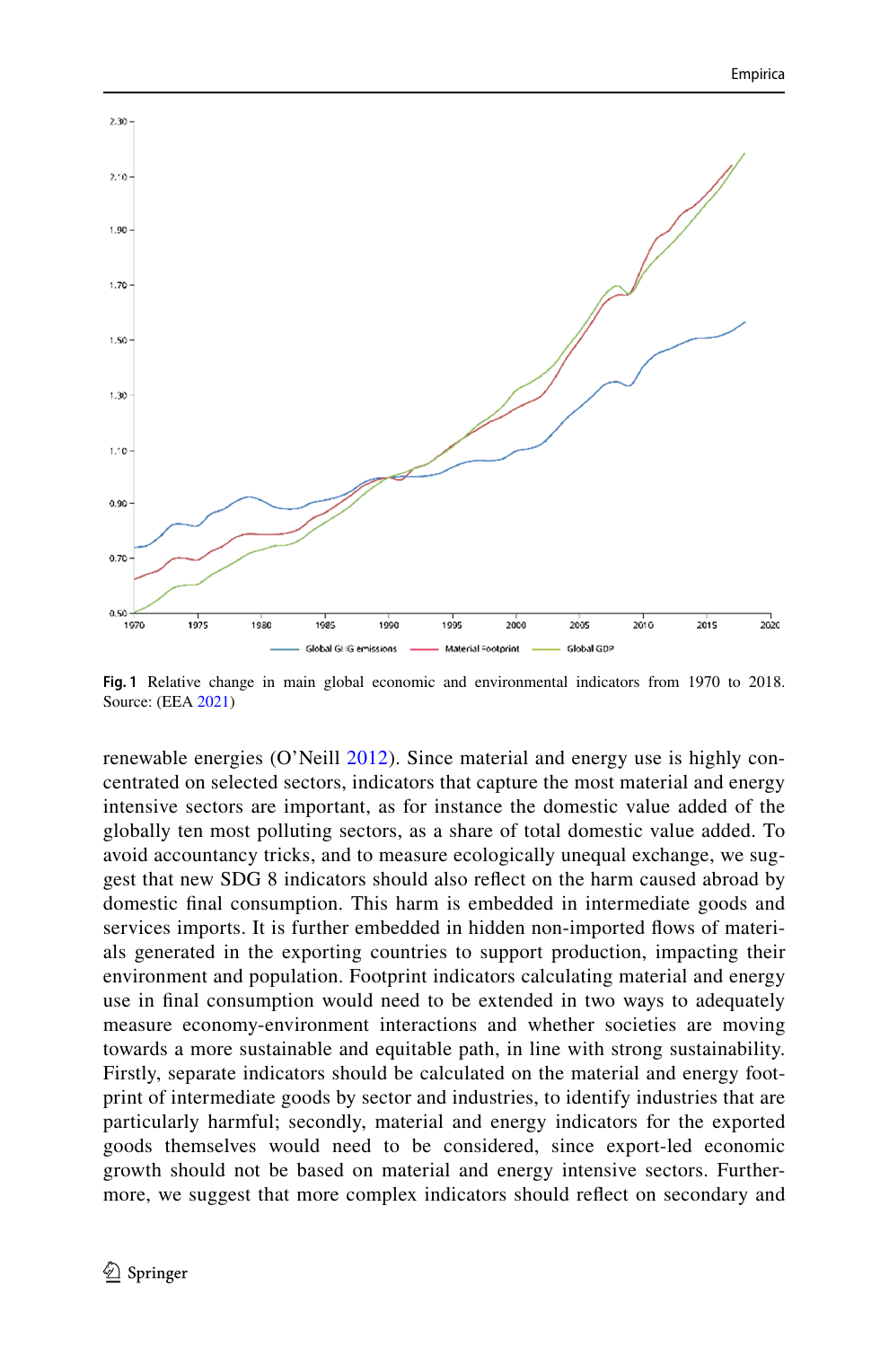Fig. 1 Relative change in main global economic and environmental indicators from 1970 to 2018. Source: (EEA 2021)

renewable energies (O'Neill 2012). Since material and energy use is highly concentrated on selected sectors, indicators that capture the most material and energy intensive sectors are important, as for instance the domestic value added of the globally ten most polluting sectors, as a share of total domestic value added. To avoid accountancy tricks, and to measure ecologically unequal exchange, we suggest that new SDG 8 indicators should also reflect on the harm caused abroad by domestic final consumption. This harm is embedded in intermediate goods and services imports. It is further embedded in hidden non-imported flows of materials generated in the exporting countries to support production, impacting their environment and population. Footprint indicators calculating material and energy use in final consumption would need to be extended in two ways to adequately measure economy-environment interactions and whether societies are moving towards a more sustainable and equitable path, in line with strong sustainability. Firstly, separate indicators should be calculated on the material and energy footprint of intermediate goods by sector and industries, to identify industries that are particularly harmful; secondly, material and energy indicators for the exported goods themselves would need to be considered, since export-led economic growth should not be based on material and energy intensive sectors. Furthermore, we suggest that more complex indicators should reflect on secondary and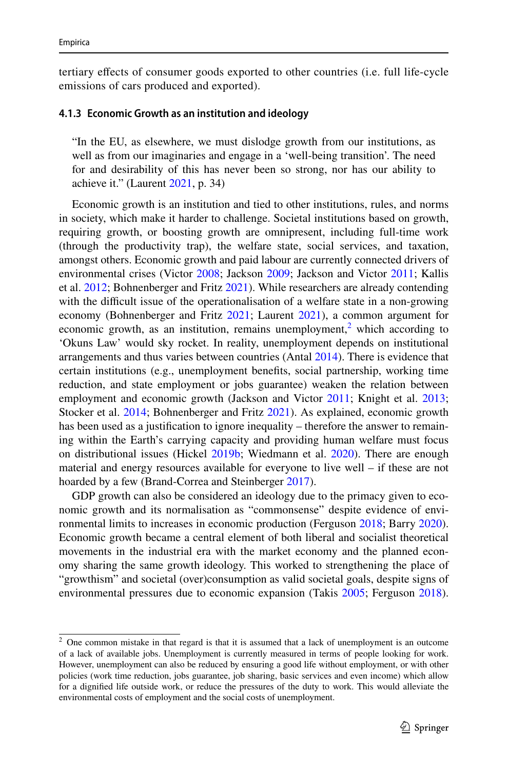tertiary effects of consumer goods exported to other countries (i.e. full life-cycle emissions of cars produced and exported).

#### 4.1.3 Economic Growth as an institution and ideology

> "In the EU, as elsewhere, we must dislodge growth from our institutions, as well as from our imaginaries and engage in a 'well-being transition'. The need for and desirability of this has never been so strong, nor has our ability to achieve it." (Laurent 2021, p. 34)

Economic growth is an institution and tied to other institutions, rules, and norms in society, which make it harder to challenge. Societal institutions based on growth, requiring growth, or boosting growth are omnipresent, including full-time work (through the productivity trap), the welfare state, social services, and taxation, amongst others. Economic growth and paid labour are currently connected drivers of environmental crises (Victor 2008; Jackson 2009; Jackson and Victor 2011; Kallis et al. 2012; Bohnenberger and Fritz 2021). While researchers are already contending with the difficult issue of the operationalisation of a welfare state in a non-growing economy (Bohnenberger and Fritz 2021; Laurent 2021), a common argument for economic growth, as an institution, remains unemployment,[2] which according to 'Okuns Law' would sky rocket. In reality, unemployment depends on institutional arrangements and thus varies between countries (Antal 2014). There is evidence that certain institutions (e.g., unemployment benefits, social partnership, working time reduction, and state employment or jobs guarantee) weaken the relation between employment and economic growth (Jackson and Victor 2011; Knight et al. 2013; Stocker et al. 2014; Bohnenberger and Fritz 2021). As explained, economic growth has been used as a justification to ignore inequality – therefore the answer to remaining within the Earth's carrying capacity and providing human welfare must focus on distributional issues (Hickel 2019b; Wiedmann et al. 2020). There are enough material and energy resources available for everyone to live well – if these are not hoarded by a few (Brand-Correa and Steinberger 2017).

GDP growth can also be considered an ideology due to the primacy given to economic growth and its normalisation as "commonsense" despite evidence of environmental limits to increases in economic production (Ferguson 2018; Barry 2020). Economic growth became a central element of both liberal and socialist theoretical movements in the industrial era with the market economy and the planned economy sharing the same growth ideology. This worked to strengthening the place of "growthism" and societal (over)consumption as valid societal goals, despite signs of environmental pressures due to economic expansion (Takis 2005; Ferguson 2018).

---

[2] One common mistake in that regard is that it is assumed that a lack of unemployment is an outcome of a lack of available jobs. Unemployment is currently measured in terms of people looking for work. However, unemployment can also be reduced by ensuring a good life without employment, or with other policies (work time reduction, jobs guarantee, job sharing, basic services and even income) which allow for a dignified life outside work, or reduce the pressures of the duty to work. This would alleviate the environmental costs of employment and the social costs of unemployment.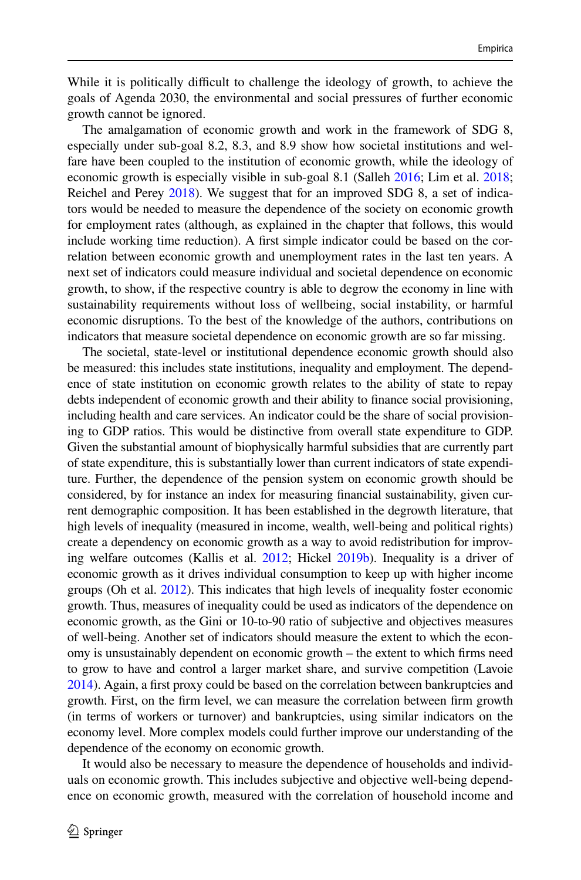While it is politically difficult to challenge the ideology of growth, to achieve the goals of Agenda 2030, the environmental and social pressures of further economic growth cannot be ignored.

The amalgamation of economic growth and work in the framework of SDG 8, especially under sub-goal 8.2, 8.3, and 8.9 show how societal institutions and welfare have been coupled to the institution of economic growth, while the ideology of economic growth is especially visible in sub-goal 8.1 (Salleh 2016; Lim et al. 2018; Reichel and Perey 2018). We suggest that for an improved SDG 8, a set of indicators would be needed to measure the dependence of the society on economic growth for employment rates (although, as explained in the chapter that follows, this would include working time reduction). A first simple indicator could be based on the correlation between economic growth and unemployment rates in the last ten years. A next set of indicators could measure individual and societal dependence on economic growth, to show, if the respective country is able to degrow the economy in line with sustainability requirements without loss of wellbeing, social instability, or harmful economic disruptions. To the best of the knowledge of the authors, contributions on indicators that measure societal dependence on economic growth are so far missing.

The societal, state-level or institutional dependence economic growth should also be measured: this includes state institutions, inequality and employment. The dependence of state institution on economic growth relates to the ability of state to repay debts independent of economic growth and their ability to finance social provisioning, including health and care services. An indicator could be the share of social provisioning to GDP ratios. This would be distinctive from overall state expenditure to GDP. Given the substantial amount of biophysically harmful subsidies that are currently part of state expenditure, this is substantially lower than current indicators of state expenditure. Further, the dependence of the pension system on economic growth should be considered, by for instance an index for measuring financial sustainability, given current demographic composition. It has been established in the degrowth literature, that high levels of inequality (measured in income, wealth, well-being and political rights) create a dependency on economic growth as a way to avoid redistribution for improving welfare outcomes (Kallis et al. 2012; Hickel 2019b). Inequality is a driver of economic growth as it drives individual consumption to keep up with higher income groups (Oh et al. 2012). This indicates that high levels of inequality foster economic growth. Thus, measures of inequality could be used as indicators of the dependence on economic growth, as the Gini or 10-to-90 ratio of subjective and objectives measures of well-being. Another set of indicators should measure the extent to which the economy is unsustainably dependent on economic growth – the extent to which firms need to grow to have and control a larger market share, and survive competition (Lavoie 2014). Again, a first proxy could be based on the correlation between bankruptcies and growth. First, on the firm level, we can measure the correlation between firm growth (in terms of workers or turnover) and bankruptcies, using similar indicators on the economy level. More complex models could further improve our understanding of the dependence of the economy on economic growth.

It would also be necessary to measure the dependence of households and individuals on economic growth. This includes subjective and objective well-being dependence on economic growth, measured with the correlation of household income and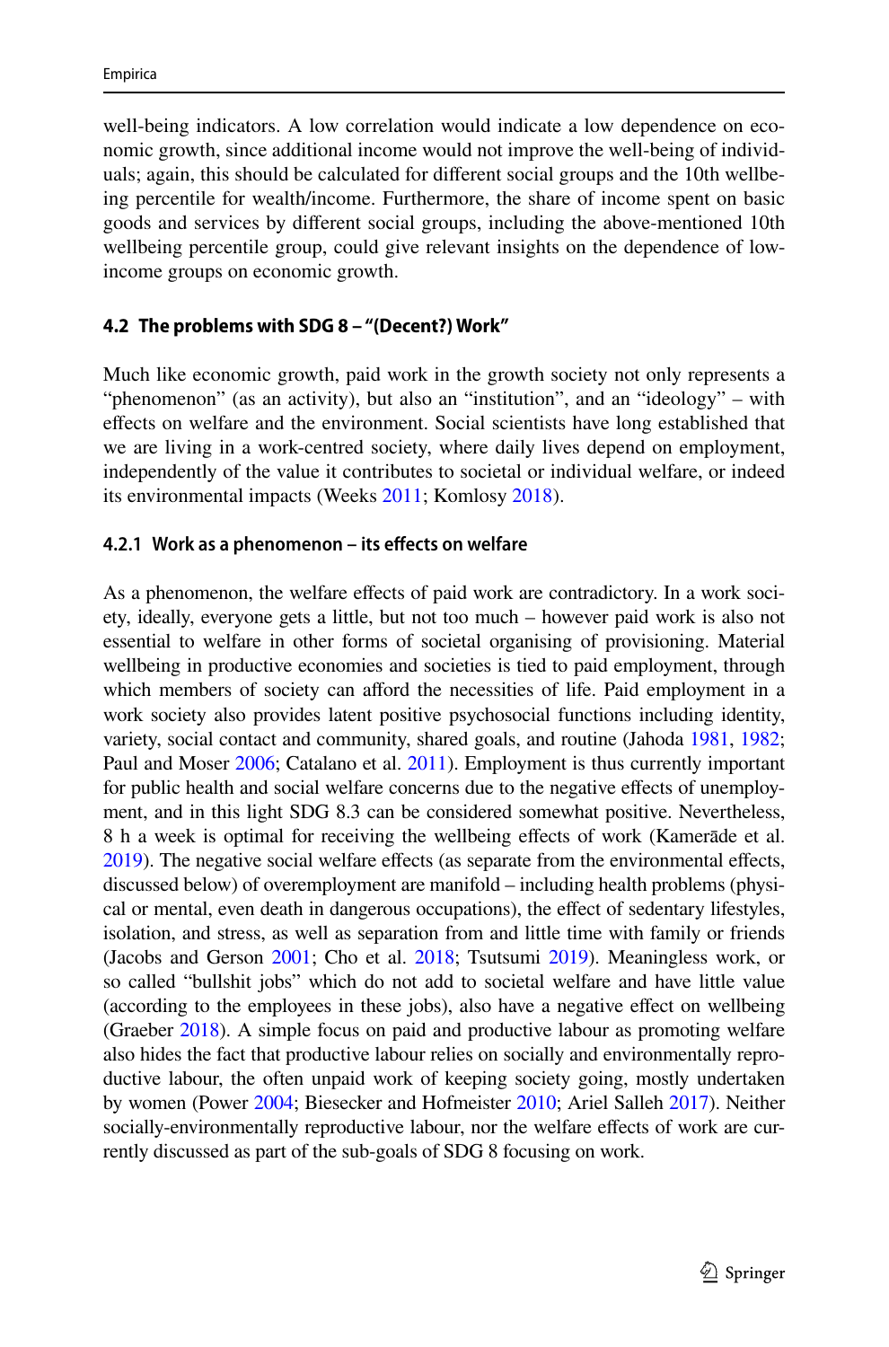well-being indicators. A low correlation would indicate a low dependence on economic growth, since additional income would not improve the well-being of individuals; again, this should be calculated for different social groups and the 10th wellbeing percentile for wealth/income. Furthermore, the share of income spent on basic goods and services by different social groups, including the above-mentioned 10th wellbeing percentile group, could give relevant insights on the dependence of low-income groups on economic growth.

### 4.2 The problems with SDG 8 – "(Decent?) Work"

Much like economic growth, paid work in the growth society not only represents a "phenomenon" (as an activity), but also an "institution", and an "ideology" – with effects on welfare and the environment. Social scientists have long established that we are living in a work-centred society, where daily lives depend on employment, independently of the value it contributes to societal or individual welfare, or indeed its environmental impacts (Weeks 2011; Komlosy 2018).

#### 4.2.1 Work as a phenomenon – its effects on welfare

As a phenomenon, the welfare effects of paid work are contradictory. In a work society, ideally, everyone gets a little, but not too much – however paid work is also not essential to welfare in other forms of societal organising of provisioning. Material wellbeing in productive economies and societies is tied to paid employment, through which members of society can afford the necessities of life. Paid employment in a work society also provides latent positive psychosocial functions including identity, variety, social contact and community, shared goals, and routine (Jahoda 1981, 1982; Paul and Moser 2006; Catalano et al. 2011). Employment is thus currently important for public health and social welfare concerns due to the negative effects of unemployment, and in this light SDG 8.3 can be considered somewhat positive. Nevertheless, 8 h a week is optimal for receiving the wellbeing effects of work (Kamerāde et al. 2019). The negative social welfare effects (as separate from the environmental effects, discussed below) of overemployment are manifold – including health problems (physical or mental, even death in dangerous occupations), the effect of sedentary lifestyles, isolation, and stress, as well as separation from and little time with family or friends (Jacobs and Gerson 2001; Cho et al. 2018; Tsutsumi 2019). Meaningless work, or so called "bullshit jobs" which do not add to societal welfare and have little value (according to the employees in these jobs), also have a negative effect on wellbeing (Graeber 2018). A simple focus on paid and productive labour as promoting welfare also hides the fact that productive labour relies on socially and environmentally reproductive labour, the often unpaid work of keeping society going, mostly undertaken by women (Power 2004; Biesecker and Hofmeister 2010; Ariel Salleh 2017). Neither socially-environmentally reproductive labour, nor the welfare effects of work are currently discussed as part of the sub-goals of SDG 8 focusing on work.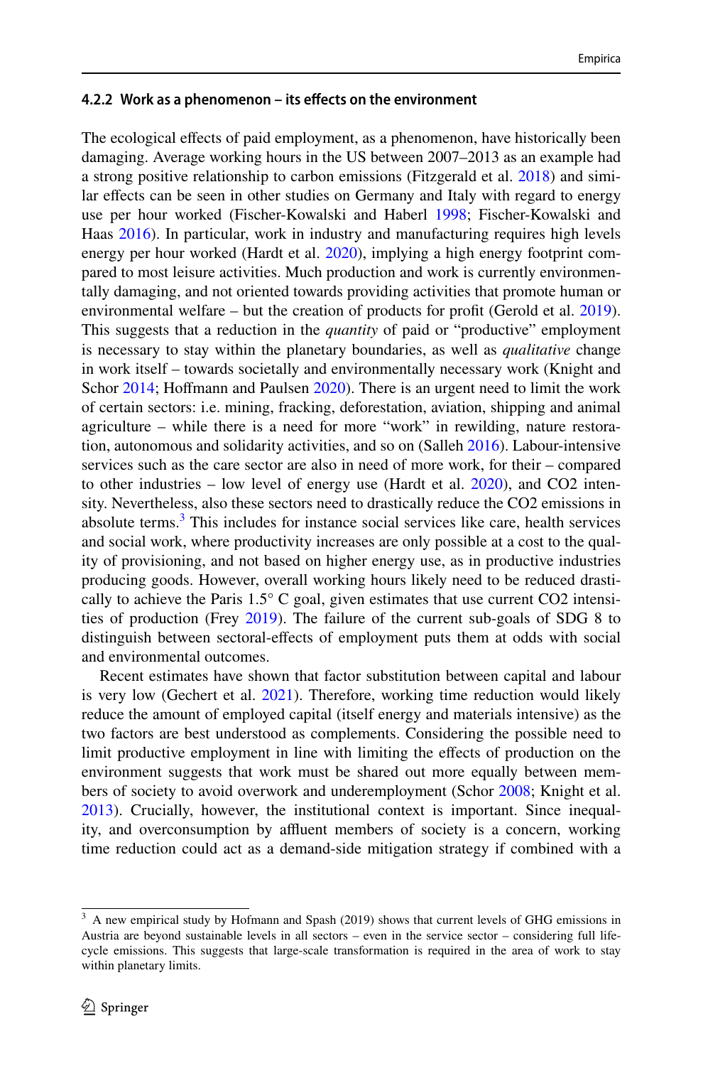### 4.2.2 Work as a phenomenon – its effects on the environment

The ecological effects of paid employment, as a phenomenon, have historically been damaging. Average working hours in the US between 2007–2013 as an example had a strong positive relationship to carbon emissions (Fitzgerald et al. 2018) and similar effects can be seen in other studies on Germany and Italy with regard to energy use per hour worked (Fischer-Kowalski and Haberl 1998; Fischer-Kowalski and Haas 2016). In particular, work in industry and manufacturing requires high levels energy per hour worked (Hardt et al. 2020), implying a high energy footprint compared to most leisure activities. Much production and work is currently environmentally damaging, and not oriented towards providing activities that promote human or environmental welfare – but the creation of products for profit (Gerold et al. 2019). This suggests that a reduction in the *quantity* of paid or "productive" employment is necessary to stay within the planetary boundaries, as well as *qualitative* change in work itself – towards societally and environmentally necessary work (Knight and Schor 2014; Hoffmann and Paulsen 2020). There is an urgent need to limit the work of certain sectors: i.e. mining, fracking, deforestation, aviation, shipping and animal agriculture – while there is a need for more "work" in rewilding, nature restoration, autonomous and solidarity activities, and so on (Salleh 2016). Labour-intensive services such as the care sector are also in need of more work, for their – compared to other industries – low level of energy use (Hardt et al. 2020), and CO2 intensity. Nevertheless, also these sectors need to drastically reduce the CO2 emissions in absolute terms.[3] This includes for instance social services like care, health services and social work, where productivity increases are only possible at a cost to the quality of provisioning, and not based on higher energy use, as in productive industries producing goods. However, overall working hours likely need to be reduced drastically to achieve the Paris 1.5° C goal, given estimates that use current CO2 intensities of production (Frey 2019). The failure of the current sub-goals of SDG 8 to distinguish between sectoral-effects of employment puts them at odds with social and environmental outcomes.

Recent estimates have shown that factor substitution between capital and labour is very low (Gechert et al. 2021). Therefore, working time reduction would likely reduce the amount of employed capital (itself energy and materials intensive) as the two factors are best understood as complements. Considering the possible need to limit productive employment in line with limiting the effects of production on the environment suggests that work must be shared out more equally between members of society to avoid overwork and underemployment (Schor 2008; Knight et al. 2013). Crucially, however, the institutional context is important. Since inequality, and overconsumption by affluent members of society is a concern, working time reduction could act as a demand-side mitigation strategy if combined with a

[3] A new empirical study by Hofmann and Spash (2019) shows that current levels of GHG emissions in Austria are beyond sustainable levels in all sectors – even in the service sector – considering full life-cycle emissions. This suggests that large-scale transformation is required in the area of work to stay within planetary limits.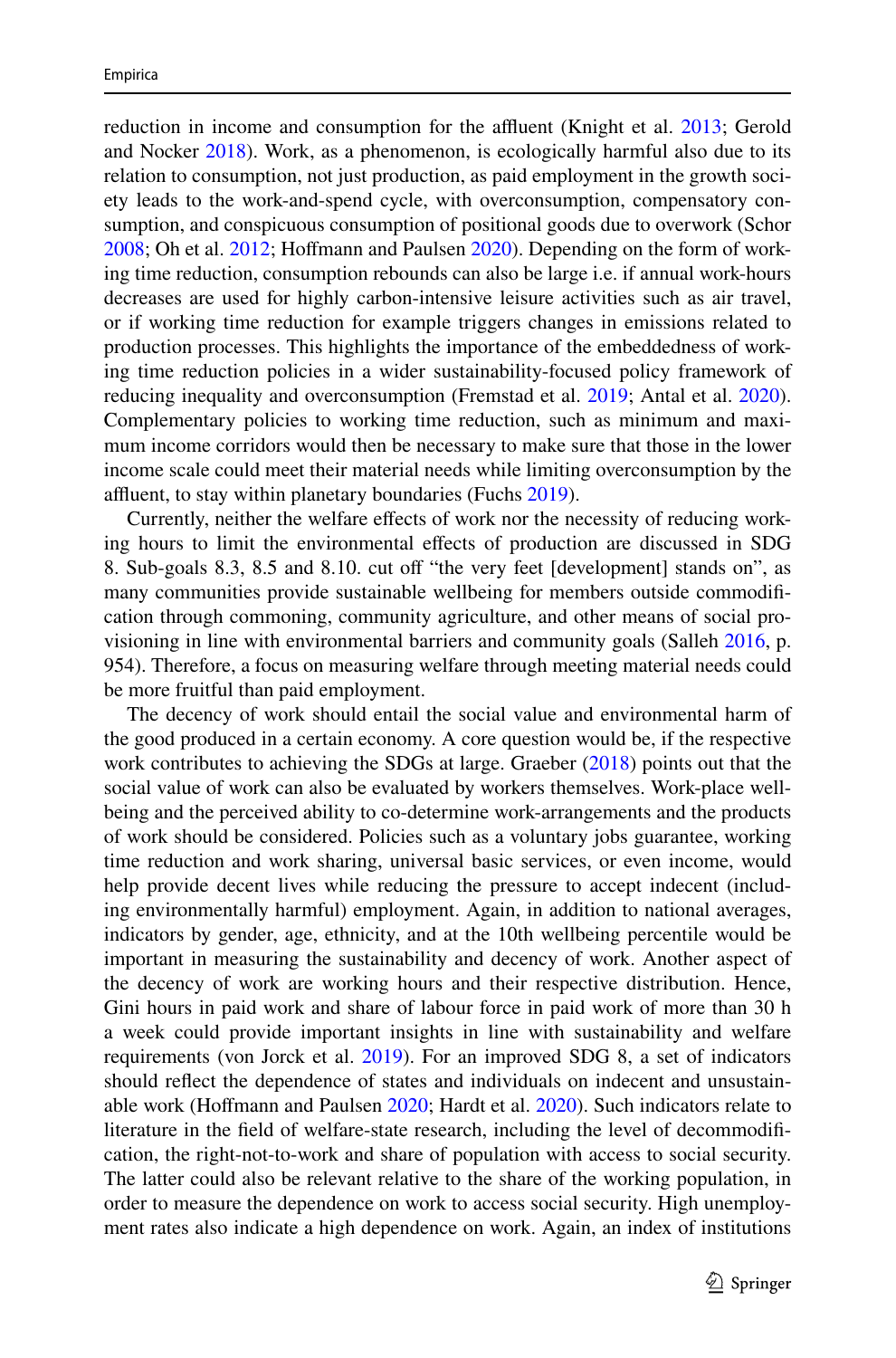reduction in income and consumption for the affluent (Knight et al. 2013; Gerold and Nocker 2018). Work, as a phenomenon, is ecologically harmful also due to its relation to consumption, not just production, as paid employment in the growth society leads to the work-and-spend cycle, with overconsumption, compensatory consumption, and conspicuous consumption of positional goods due to overwork (Schor 2008; Oh et al. 2012; Hoffmann and Paulsen 2020). Depending on the form of working time reduction, consumption rebounds can also be large i.e. if annual work-hours decreases are used for highly carbon-intensive leisure activities such as air travel, or if working time reduction for example triggers changes in emissions related to production processes. This highlights the importance of the embeddedness of working time reduction policies in a wider sustainability-focused policy framework of reducing inequality and overconsumption (Fremstad et al. 2019; Antal et al. 2020). Complementary policies to working time reduction, such as minimum and maximum income corridors would then be necessary to make sure that those in the lower income scale could meet their material needs while limiting overconsumption by the affluent, to stay within planetary boundaries (Fuchs 2019).

Currently, neither the welfare effects of work nor the necessity of reducing working hours to limit the environmental effects of production are discussed in SDG 8. Sub-goals 8.3, 8.5 and 8.10. cut off "the very feet [development] stands on", as many communities provide sustainable wellbeing for members outside commodification through commoning, community agriculture, and other means of social provisioning in line with environmental barriers and community goals (Salleh 2016, p. 954). Therefore, a focus on measuring welfare through meeting material needs could be more fruitful than paid employment.

The decency of work should entail the social value and environmental harm of the good produced in a certain economy. A core question would be, if the respective work contributes to achieving the SDGs at large. Graeber (2018) points out that the social value of work can also be evaluated by workers themselves. Work-place wellbeing and the perceived ability to co-determine work-arrangements and the products of work should be considered. Policies such as a voluntary jobs guarantee, working time reduction and work sharing, universal basic services, or even income, would help provide decent lives while reducing the pressure to accept indecent (including environmentally harmful) employment. Again, in addition to national averages, indicators by gender, age, ethnicity, and at the 10th wellbeing percentile would be important in measuring the sustainability and decency of work. Another aspect of the decency of work are working hours and their respective distribution. Hence, Gini hours in paid work and share of labour force in paid work of more than 30 h a week could provide important insights in line with sustainability and welfare requirements (von Jorck et al. 2019). For an improved SDG 8, a set of indicators should reflect the dependence of states and individuals on indecent and unsustainable work (Hoffmann and Paulsen 2020; Hardt et al. 2020). Such indicators relate to literature in the field of welfare-state research, including the level of decommodification, the right-not-to-work and share of population with access to social security. The latter could also be relevant relative to the share of the working population, in order to measure the dependence on work to access social security. High unemployment rates also indicate a high dependence on work. Again, an index of institutions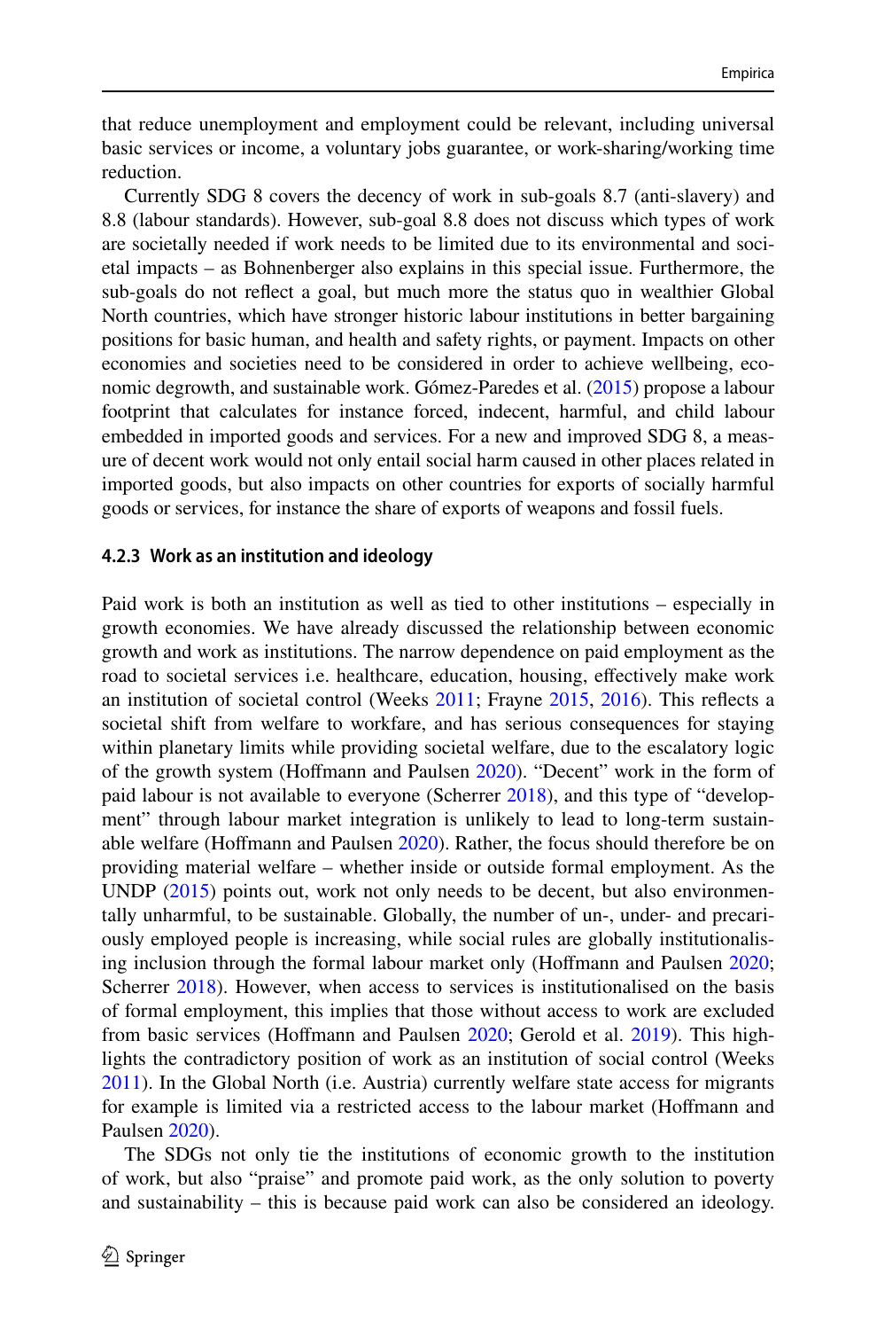that reduce unemployment and employment could be relevant, including universal basic services or income, a voluntary jobs guarantee, or work-sharing/working time reduction.

Currently SDG 8 covers the decency of work in sub-goals 8.7 (anti-slavery) and 8.8 (labour standards). However, sub-goal 8.8 does not discuss which types of work are societally needed if work needs to be limited due to its environmental and societal impacts – as Bohnenberger also explains in this special issue. Furthermore, the sub-goals do not reflect a goal, but much more the status quo in wealthier Global North countries, which have stronger historic labour institutions in better bargaining positions for basic human, and health and safety rights, or payment. Impacts on other economies and societies need to be considered in order to achieve wellbeing, economic degrowth, and sustainable work. Gómez-Paredes et al. (2015) propose a labour footprint that calculates for instance forced, indecent, harmful, and child labour embedded in imported goods and services. For a new and improved SDG 8, a measure of decent work would not only entail social harm caused in other places related in imported goods, but also impacts on other countries for exports of socially harmful goods or services, for instance the share of exports of weapons and fossil fuels.

#### 4.2.3 Work as an institution and ideology

Paid work is both an institution as well as tied to other institutions – especially in growth economies. We have already discussed the relationship between economic growth and work as institutions. The narrow dependence on paid employment as the road to societal services i.e. healthcare, education, housing, effectively make work an institution of societal control (Weeks 2011; Frayne 2015, 2016). This reflects a societal shift from welfare to workfare, and has serious consequences for staying within planetary limits while providing societal welfare, due to the escalatory logic of the growth system (Hoffmann and Paulsen 2020). "Decent" work in the form of paid labour is not available to everyone (Scherrer 2018), and this type of "development" through labour market integration is unlikely to lead to long-term sustainable welfare (Hoffmann and Paulsen 2020). Rather, the focus should therefore be on providing material welfare – whether inside or outside formal employment. As the UNDP (2015) points out, work not only needs to be decent, but also environmentally unharmful, to be sustainable. Globally, the number of un-, under- and precariously employed people is increasing, while social rules are globally institutionalising inclusion through the formal labour market only (Hoffmann and Paulsen 2020; Scherrer 2018). However, when access to services is institutionalised on the basis of formal employment, this implies that those without access to work are excluded from basic services (Hoffmann and Paulsen 2020; Gerold et al. 2019). This highlights the contradictory position of work as an institution of social control (Weeks 2011). In the Global North (i.e. Austria) currently welfare state access for migrants for example is limited via a restricted access to the labour market (Hoffmann and Paulsen 2020).

The SDGs not only tie the institutions of economic growth to the institution of work, but also "praise" and promote paid work, as the only solution to poverty and sustainability – this is because paid work can also be considered an ideology.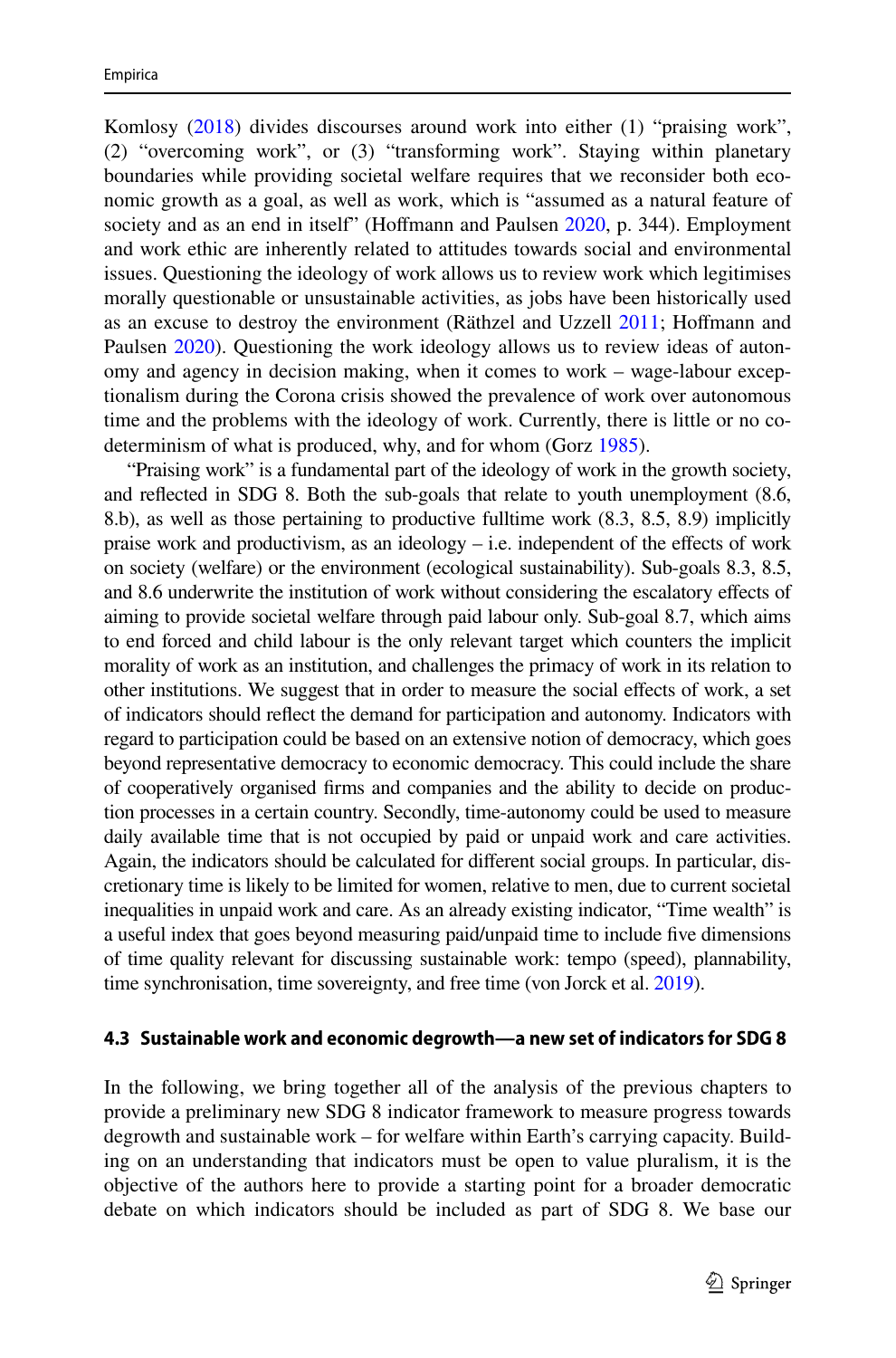Komlosy (2018) divides discourses around work into either (1) "praising work", (2) "overcoming work", or (3) "transforming work". Staying within planetary boundaries while providing societal welfare requires that we reconsider both economic growth as a goal, as well as work, which is "assumed as a natural feature of society and as an end in itself" (Hoffmann and Paulsen 2020, p. 344). Employment and work ethic are inherently related to attitudes towards social and environmental issues. Questioning the ideology of work allows us to review work which legitimises morally questionable or unsustainable activities, as jobs have been historically used as an excuse to destroy the environment (Räthzel and Uzzell 2011; Hoffmann and Paulsen 2020). Questioning the work ideology allows us to review ideas of autonomy and agency in decision making, when it comes to work – wage-labour exceptionalism during the Corona crisis showed the prevalence of work over autonomous time and the problems with the ideology of work. Currently, there is little or no co-determinism of what is produced, why, and for whom (Gorz 1985).

"Praising work" is a fundamental part of the ideology of work in the growth society, and reflected in SDG 8. Both the sub-goals that relate to youth unemployment (8.6, 8.b), as well as those pertaining to productive fulltime work (8.3, 8.5, 8.9) implicitly praise work and productivism, as an ideology – i.e. independent of the effects of work on society (welfare) or the environment (ecological sustainability). Sub-goals 8.3, 8.5, and 8.6 underwrite the institution of work without considering the escalatory effects of aiming to provide societal welfare through paid labour only. Sub-goal 8.7, which aims to end forced and child labour is the only relevant target which counters the implicit morality of work as an institution, and challenges the primacy of work in its relation to other institutions. We suggest that in order to measure the social effects of work, a set of indicators should reflect the demand for participation and autonomy. Indicators with regard to participation could be based on an extensive notion of democracy, which goes beyond representative democracy to economic democracy. This could include the share of cooperatively organised firms and companies and the ability to decide on production processes in a certain country. Secondly, time-autonomy could be used to measure daily available time that is not occupied by paid or unpaid work and care activities. Again, the indicators should be calculated for different social groups. In particular, discretionary time is likely to be limited for women, relative to men, due to current societal inequalities in unpaid work and care. As an already existing indicator, "Time wealth" is a useful index that goes beyond measuring paid/unpaid time to include five dimensions of time quality relevant for discussing sustainable work: tempo (speed), plannability, time synchronisation, time sovereignty, and free time (von Jorck et al. 2019).

### 4.3 Sustainable work and economic degrowth—a new set of indicators for SDG 8

In the following, we bring together all of the analysis of the previous chapters to provide a preliminary new SDG 8 indicator framework to measure progress towards degrowth and sustainable work – for welfare within Earth's carrying capacity. Building on an understanding that indicators must be open to value pluralism, it is the objective of the authors here to provide a starting point for a broader democratic debate on which indicators should be included as part of SDG 8. We base our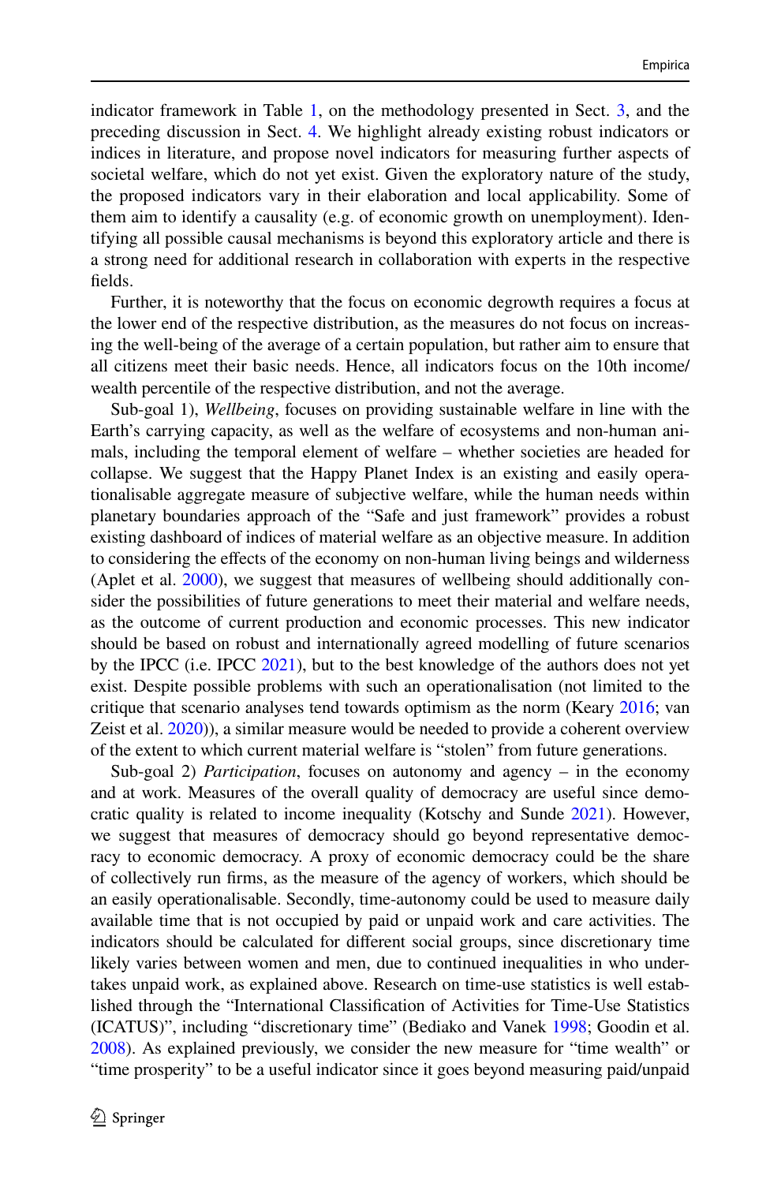indicator framework in Table 1, on the methodology presented in Sect. 3, and the preceding discussion in Sect. 4. We highlight already existing robust indicators or indices in literature, and propose novel indicators for measuring further aspects of societal welfare, which do not yet exist. Given the exploratory nature of the study, the proposed indicators vary in their elaboration and local applicability. Some of them aim to identify a causality (e.g. of economic growth on unemployment). Identifying all possible causal mechanisms is beyond this exploratory article and there is a strong need for additional research in collaboration with experts in the respective fields.

Further, it is noteworthy that the focus on economic degrowth requires a focus at the lower end of the respective distribution, as the measures do not focus on increasing the well-being of the average of a certain population, but rather aim to ensure that all citizens meet their basic needs. Hence, all indicators focus on the 10th income/wealth percentile of the respective distribution, and not the average.

Sub-goal 1), *Wellbeing*, focuses on providing sustainable welfare in line with the Earth's carrying capacity, as well as the welfare of ecosystems and non-human animals, including the temporal element of welfare – whether societies are headed for collapse. We suggest that the Happy Planet Index is an existing and easily operationalisable aggregate measure of subjective welfare, while the human needs within planetary boundaries approach of the "Safe and just framework" provides a robust existing dashboard of indices of material welfare as an objective measure. In addition to considering the effects of the economy on non-human living beings and wilderness (Aplet et al. 2000), we suggest that measures of wellbeing should additionally consider the possibilities of future generations to meet their material and welfare needs, as the outcome of current production and economic processes. This new indicator should be based on robust and internationally agreed modelling of future scenarios by the IPCC (i.e. IPCC 2021), but to the best knowledge of the authors does not yet exist. Despite possible problems with such an operationalisation (not limited to the critique that scenario analyses tend towards optimism as the norm (Keary 2016; van Zeist et al. 2020)), a similar measure would be needed to provide a coherent overview of the extent to which current material welfare is "stolen" from future generations.

Sub-goal 2) *Participation*, focuses on autonomy and agency – in the economy and at work. Measures of the overall quality of democracy are useful since democratic quality is related to income inequality (Kotschy and Sunde 2021). However, we suggest that measures of democracy should go beyond representative democracy to economic democracy. A proxy of economic democracy could be the share of collectively run firms, as the measure of the agency of workers, which should be an easily operationalisable. Secondly, time-autonomy could be used to measure daily available time that is not occupied by paid or unpaid work and care activities. The indicators should be calculated for different social groups, since discretionary time likely varies between women and men, due to continued inequalities in who undertakes unpaid work, as explained above. Research on time-use statistics is well established through the "International Classification of Activities for Time-Use Statistics (ICATUS)", including "discretionary time" (Bediako and Vanek 1998; Goodin et al. 2008). As explained previously, we consider the new measure for "time wealth" or "time prosperity" to be a useful indicator since it goes beyond measuring paid/unpaid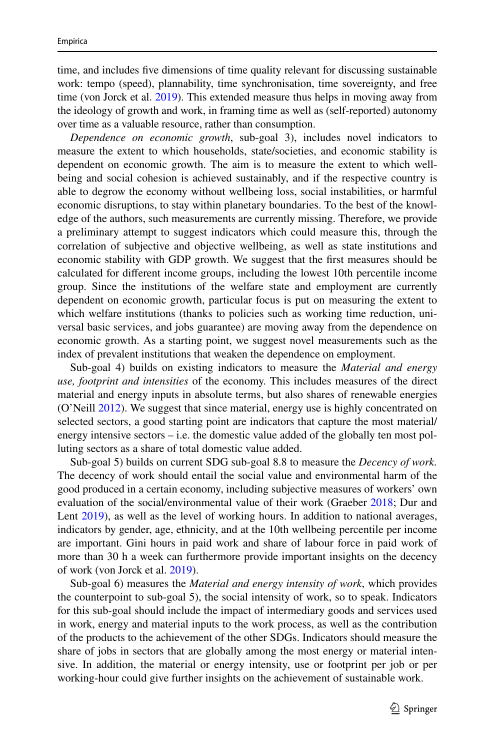time, and includes five dimensions of time quality relevant for discussing sustainable work: tempo (speed), plannability, time synchronisation, time sovereignty, and free time (von Jorck et al. 2019). This extended measure thus helps in moving away from the ideology of growth and work, in framing time as well as (self-reported) autonomy over time as a valuable resource, rather than consumption.

*Dependence on economic growth*, sub-goal 3), includes novel indicators to measure the extent to which households, state/societies, and economic stability is dependent on economic growth. The aim is to measure the extent to which wellbeing and social cohesion is achieved sustainably, and if the respective country is able to degrow the economy without wellbeing loss, social instabilities, or harmful economic disruptions, to stay within planetary boundaries. To the best of the knowledge of the authors, such measurements are currently missing. Therefore, we provide a preliminary attempt to suggest indicators which could measure this, through the correlation of subjective and objective wellbeing, as well as state institutions and economic stability with GDP growth. We suggest that the first measures should be calculated for different income groups, including the lowest 10th percentile income group. Since the institutions of the welfare state and employment are currently dependent on economic growth, particular focus is put on measuring the extent to which welfare institutions (thanks to policies such as working time reduction, universal basic services, and jobs guarantee) are moving away from the dependence on economic growth. As a starting point, we suggest novel measurements such as the index of prevalent institutions that weaken the dependence on employment.

Sub-goal 4) builds on existing indicators to measure the *Material and energy use, footprint and intensities* of the economy. This includes measures of the direct material and energy inputs in absolute terms, but also shares of renewable energies (O'Neill 2012). We suggest that since material, energy use is highly concentrated on selected sectors, a good starting point are indicators that capture the most material/energy intensive sectors – i.e. the domestic value added of the globally ten most polluting sectors as a share of total domestic value added.

Sub-goal 5) builds on current SDG sub-goal 8.8 to measure the *Decency of work*. The decency of work should entail the social value and environmental harm of the good produced in a certain economy, including subjective measures of workers' own evaluation of the social/environmental value of their work (Graeber 2018; Dur and Lent 2019), as well as the level of working hours. In addition to national averages, indicators by gender, age, ethnicity, and at the 10th wellbeing percentile per income are important. Gini hours in paid work and share of labour force in paid work of more than 30 h a week can furthermore provide important insights on the decency of work (von Jorck et al. 2019).

Sub-goal 6) measures the *Material and energy intensity of work*, which provides the counterpoint to sub-goal 5), the social intensity of work, so to speak. Indicators for this sub-goal should include the impact of intermediary goods and services used in work, energy and material inputs to the work process, as well as the contribution of the products to the achievement of the other SDGs. Indicators should measure the share of jobs in sectors that are globally among the most energy or material intensive. In addition, the material or energy intensity, use or footprint per job or per working-hour could give further insights on the achievement of sustainable work.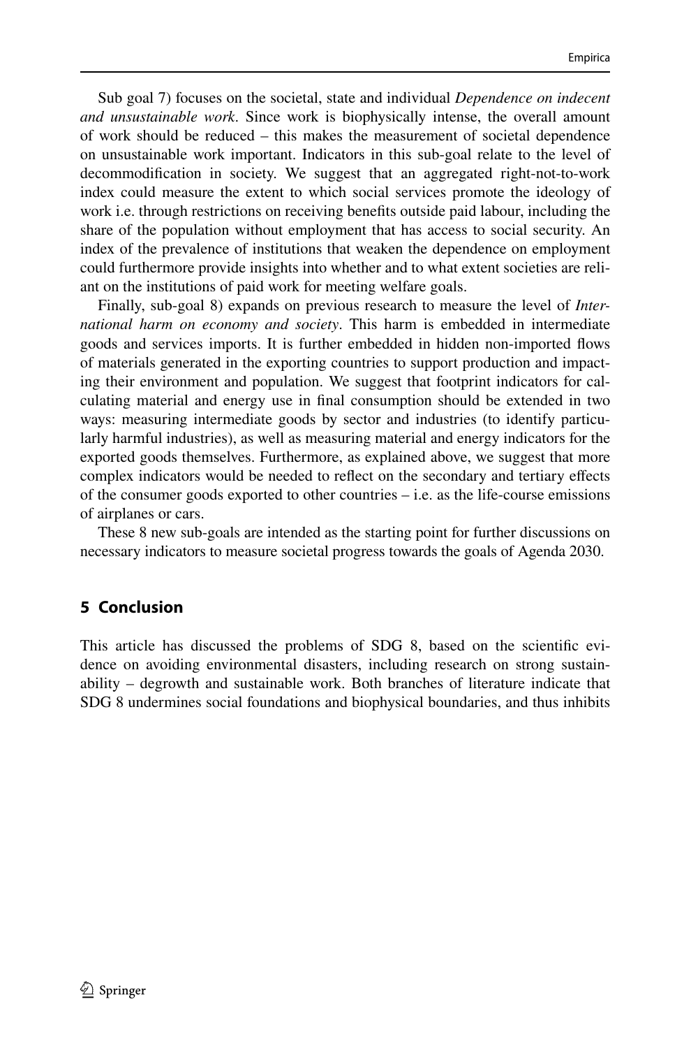Sub goal 7) focuses on the societal, state and individual *Dependence on indecent and unsustainable work*. Since work is biophysically intense, the overall amount of work should be reduced – this makes the measurement of societal dependence on unsustainable work important. Indicators in this sub-goal relate to the level of decommodification in society. We suggest that an aggregated right-not-to-work index could measure the extent to which social services promote the ideology of work i.e. through restrictions on receiving benefits outside paid labour, including the share of the population without employment that has access to social security. An index of the prevalence of institutions that weaken the dependence on employment could furthermore provide insights into whether and to what extent societies are reliant on the institutions of paid work for meeting welfare goals.

Finally, sub-goal 8) expands on previous research to measure the level of *International harm on economy and society*. This harm is embedded in intermediate goods and services imports. It is further embedded in hidden non-imported flows of materials generated in the exporting countries to support production and impacting their environment and population. We suggest that footprint indicators for calculating material and energy use in final consumption should be extended in two ways: measuring intermediate goods by sector and industries (to identify particularly harmful industries), as well as measuring material and energy indicators for the exported goods themselves. Furthermore, as explained above, we suggest that more complex indicators would be needed to reflect on the secondary and tertiary effects of the consumer goods exported to other countries – i.e. as the life-course emissions of airplanes or cars.

These 8 new sub-goals are intended as the starting point for further discussions on necessary indicators to measure societal progress towards the goals of Agenda 2030.

## 5 Conclusion

This article has discussed the problems of SDG 8, based on the scientific evidence on avoiding environmental disasters, including research on strong sustainability – degrowth and sustainable work. Both branches of literature indicate that SDG 8 undermines social foundations and biophysical boundaries, and thus inhibits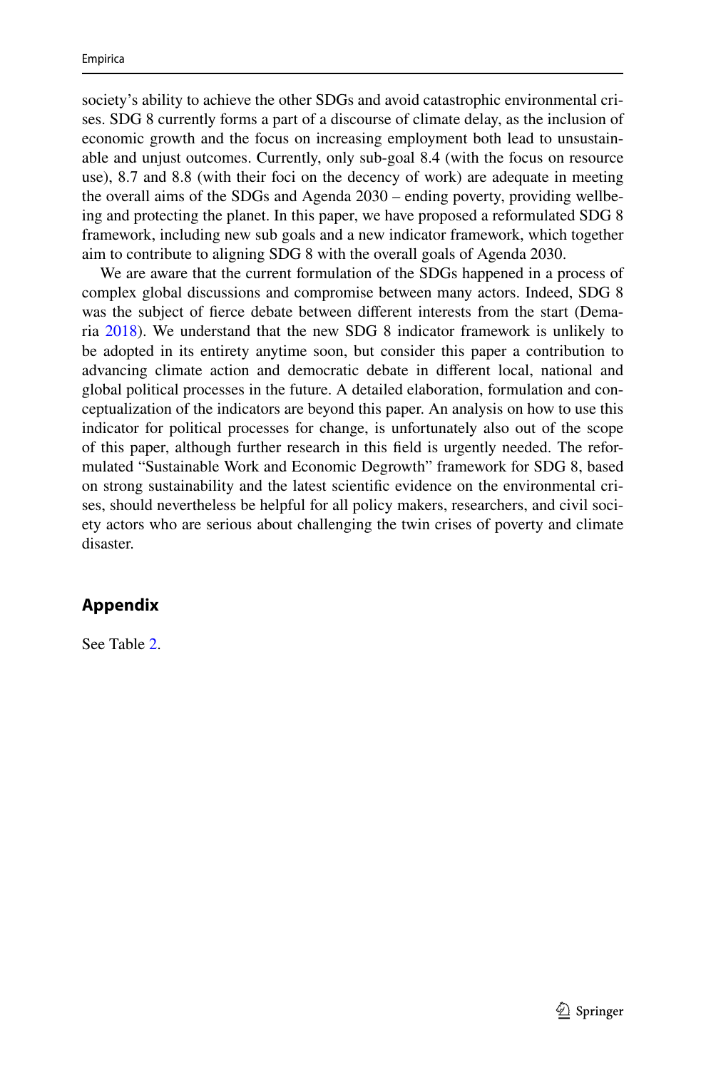society's ability to achieve the other SDGs and avoid catastrophic environmental crises. SDG 8 currently forms a part of a discourse of climate delay, as the inclusion of economic growth and the focus on increasing employment both lead to unsustainable and unjust outcomes. Currently, only sub-goal 8.4 (with the focus on resource use), 8.7 and 8.8 (with their foci on the decency of work) are adequate in meeting the overall aims of the SDGs and Agenda 2030 – ending poverty, providing wellbeing and protecting the planet. In this paper, we have proposed a reformulated SDG 8 framework, including new sub goals and a new indicator framework, which together aim to contribute to aligning SDG 8 with the overall goals of Agenda 2030.

We are aware that the current formulation of the SDGs happened in a process of complex global discussions and compromise between many actors. Indeed, SDG 8 was the subject of fierce debate between different interests from the start (Demaria 2018). We understand that the new SDG 8 indicator framework is unlikely to be adopted in its entirety anytime soon, but consider this paper a contribution to advancing climate action and democratic debate in different local, national and global political processes in the future. A detailed elaboration, formulation and conceptualization of the indicators are beyond this paper. An analysis on how to use this indicator for political processes for change, is unfortunately also out of the scope of this paper, although further research in this field is urgently needed. The reformulated "Sustainable Work and Economic Degrowth" framework for SDG 8, based on strong sustainability and the latest scientific evidence on the environmental crises, should nevertheless be helpful for all policy makers, researchers, and civil society actors who are serious about challenging the twin crises of poverty and climate disaster.

## Appendix

See Table 2.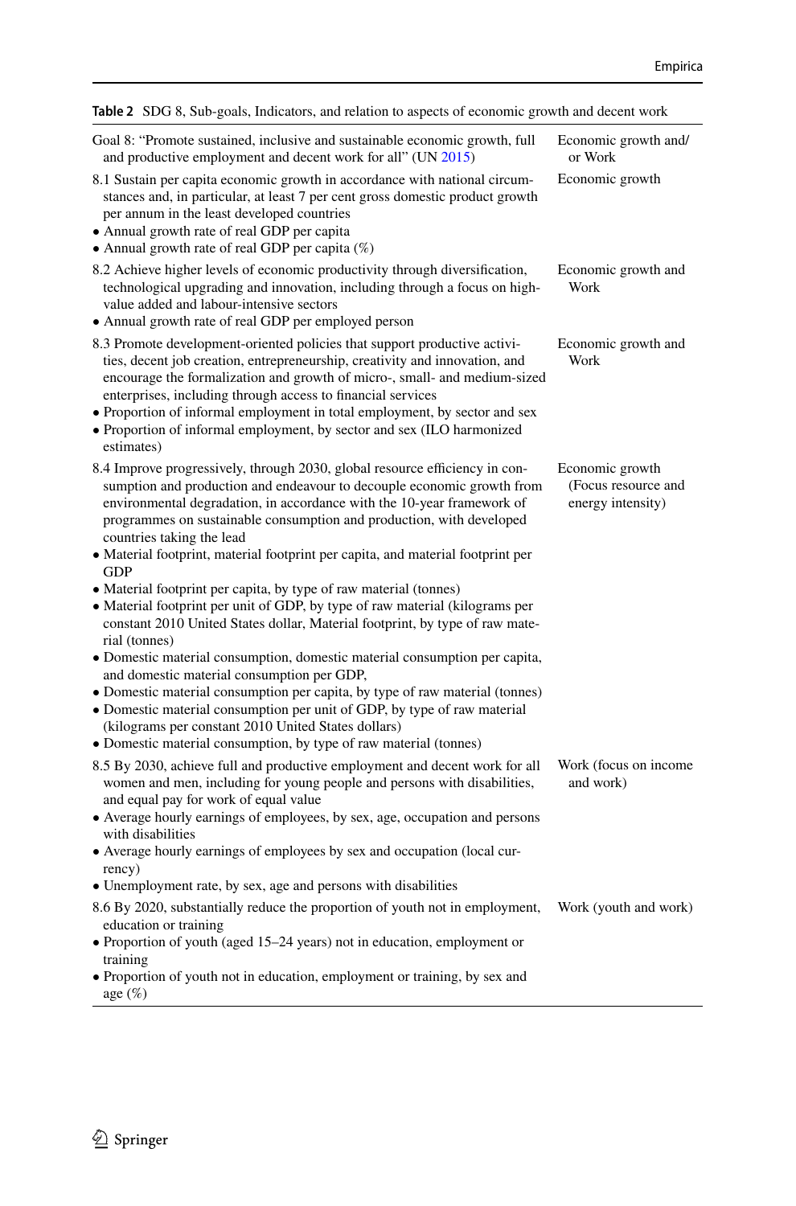**Table 2** SDG 8, Sub-goals, Indicators, and relation to aspects of economic growth and decent work

| Goal 8: "Promote sustained, inclusive and sustainable economic growth, full and productive employment and decent work for all" (UN 2015) | Economic growth and/or Work |
|---|---|
| 8.1 Sustain per capita economic growth in accordance with national circumstances and, in particular, at least 7 per cent gross domestic product growth per annum in the least developed countries<br>• Annual growth rate of real GDP per capita<br>• Annual growth rate of real GDP per capita (%) | Economic growth |
| 8.2 Achieve higher levels of economic productivity through diversification, technological upgrading and innovation, including through a focus on high-value added and labour-intensive sectors<br>• Annual growth rate of real GDP per employed person | Economic growth and Work |
| 8.3 Promote development-oriented policies that support productive activities, decent job creation, entrepreneurship, creativity and innovation, and encourage the formalization and growth of micro-, small- and medium-sized enterprises, including through access to financial services<br>• Proportion of informal employment in total employment, by sector and sex<br>• Proportion of informal employment, by sector and sex (ILO harmonized estimates) | Economic growth and Work |
| 8.4 Improve progressively, through 2030, global resource efficiency in consumption and production and endeavour to decouple economic growth from environmental degradation, in accordance with the 10-year framework of programmes on sustainable consumption and production, with developed countries taking the lead<br>• Material footprint, material footprint per capita, and material footprint per GDP<br>• Material footprint per capita, by type of raw material (tonnes)<br>• Material footprint per unit of GDP, by type of raw material (kilograms per constant 2010 United States dollar, Material footprint, by type of raw material (tonnes)<br>• Domestic material consumption, domestic material consumption per capita, and domestic material consumption per GDP,<br>• Domestic material consumption per capita, by type of raw material (tonnes)<br>• Domestic material consumption per unit of GDP, by type of raw material (kilograms per constant 2010 United States dollars)<br>• Domestic material consumption, by type of raw material (tonnes) | Economic growth (Focus resource and energy intensity) |
| 8.5 By 2030, achieve full and productive employment and decent work for all women and men, including for young people and persons with disabilities, and equal pay for work of equal value<br>• Average hourly earnings of employees, by sex, age, occupation and persons with disabilities<br>• Average hourly earnings of employees by sex and occupation (local currency)<br>• Unemployment rate, by sex, age and persons with disabilities | Work (focus on income and work) |
| 8.6 By 2020, substantially reduce the proportion of youth not in employment, education or training<br>• Proportion of youth (aged 15–24 years) not in education, employment or training<br>• Proportion of youth not in education, employment or training, by sex and age (%) | Work (youth and work) |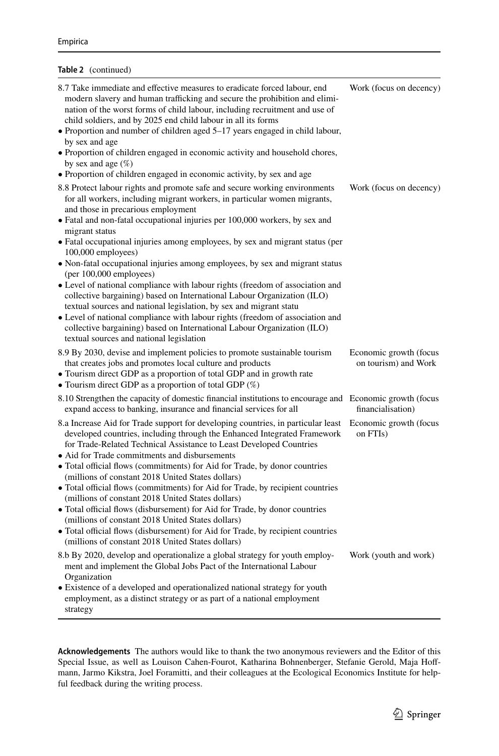**Table 2** (continued)

| | |
|---|---|
| 8.7 Take immediate and effective measures to eradicate forced labour, end modern slavery and human trafficking and secure the prohibition and elimination of the worst forms of child labour, including recruitment and use of child soldiers, and by 2025 end child labour in all its forms<br>• Proportion and number of children aged 5–17 years engaged in child labour, by sex and age<br>• Proportion of children engaged in economic activity and household chores, by sex and age (%)<br>• Proportion of children engaged in economic activity, by sex and age | Work (focus on decency) |
| 8.8 Protect labour rights and promote safe and secure working environments for all workers, including migrant workers, in particular women migrants, and those in precarious employment<br>• Fatal and non-fatal occupational injuries per 100,000 workers, by sex and migrant status<br>• Fatal occupational injuries among employees, by sex and migrant status (per 100,000 employees)<br>• Non-fatal occupational injuries among employees, by sex and migrant status (per 100,000 employees)<br>• Level of national compliance with labour rights (freedom of association and collective bargaining) based on International Labour Organization (ILO) textual sources and national legislation, by sex and migrant statu<br>• Level of national compliance with labour rights (freedom of association and collective bargaining) based on International Labour Organization (ILO) textual sources and national legislation | Work (focus on decency) |
| 8.9 By 2030, devise and implement policies to promote sustainable tourism that creates jobs and promotes local culture and products<br>• Tourism direct GDP as a proportion of total GDP and in growth rate<br>• Tourism direct GDP as a proportion of total GDP (%) | Economic growth (focus on tourism) and Work |
| 8.10 Strengthen the capacity of domestic financial institutions to encourage and expand access to banking, insurance and financial services for all | Economic growth (focus financialisation) |
| 8.a Increase Aid for Trade support for developing countries, in particular least developed countries, including through the Enhanced Integrated Framework for Trade-Related Technical Assistance to Least Developed Countries<br>• Aid for Trade commitments and disbursements<br>• Total official flows (commitments) for Aid for Trade, by donor countries (millions of constant 2018 United States dollars)<br>• Total official flows (commitments) for Aid for Trade, by recipient countries (millions of constant 2018 United States dollars)<br>• Total official flows (disbursement) for Aid for Trade, by donor countries (millions of constant 2018 United States dollars)<br>• Total official flows (disbursement) for Aid for Trade, by recipient countries (millions of constant 2018 United States dollars) | Economic growth (focus on FTIs) |
| 8.b By 2020, develop and operationalize a global strategy for youth employment and implement the Global Jobs Pact of the International Labour Organization<br>• Existence of a developed and operationalized national strategy for youth employment, as a distinct strategy or as part of a national employment strategy | Work (youth and work) |

**Acknowledgements** The authors would like to thank the two anonymous reviewers and the Editor of this Special Issue, as well as Louison Cahen-Fourot, Katharina Bohnenberger, Stefanie Gerold, Maja Hoffmann, Jarmo Kikstra, Joel Foramitti, and their colleagues at the Ecological Economics Institute for helpful feedback during the writing process.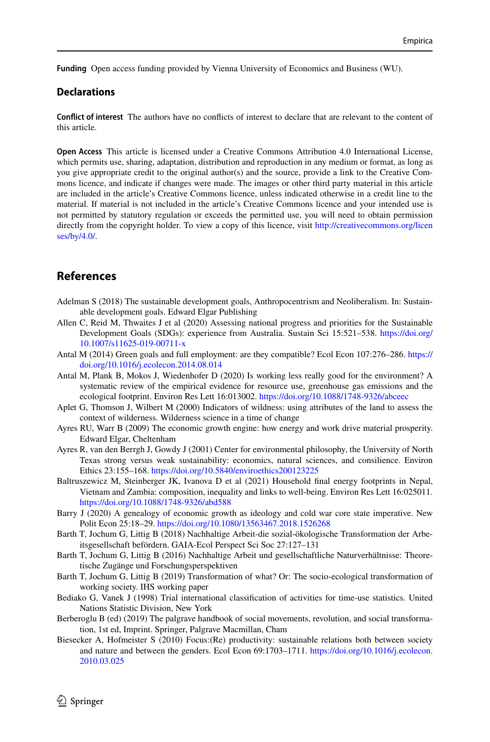**Funding** Open access funding provided by Vienna University of Economics and Business (WU).

## Declarations

**Conflict of interest** The authors have no conflicts of interest to declare that are relevant to the content of this article.

**Open Access** This article is licensed under a Creative Commons Attribution 4.0 International License, which permits use, sharing, adaptation, distribution and reproduction in any medium or format, as long as you give appropriate credit to the original author(s) and the source, provide a link to the Creative Commons licence, and indicate if changes were made. The images or other third party material in this article are included in the article's Creative Commons licence, unless indicated otherwise in a credit line to the material. If material is not included in the article's Creative Commons licence and your intended use is not permitted by statutory regulation or exceeds the permitted use, you will need to obtain permission directly from the copyright holder. To view a copy of this licence, visit http://creativecommons.org/licenses/by/4.0/.

## References

Adelman S (2018) The sustainable development goals, Anthropocentrism and Neoliberalism. In: Sustainable development goals. Edward Elgar Publishing

Allen C, Reid M, Thwaites J et al (2020) Assessing national progress and priorities for the Sustainable Development Goals (SDGs): experience from Australia. Sustain Sci 15:521–538. https://doi.org/10.1007/s11625-019-00711-x

Antal M (2014) Green goals and full employment: are they compatible? Ecol Econ 107:276–286. https://doi.org/10.1016/j.ecolecon.2014.08.014

Antal M, Plank B, Mokos J, Wiedenhofer D (2020) Is working less really good for the environment? A systematic review of the empirical evidence for resource use, greenhouse gas emissions and the ecological footprint. Environ Res Lett 16:013002. https://doi.org/10.1088/1748-9326/abceec

Aplet G, Thomson J, Wilbert M (2000) Indicators of wildness: using attributes of the land to assess the context of wilderness. Wilderness science in a time of change

Ayres RU, Warr B (2009) The economic growth engine: how energy and work drive material prosperity. Edward Elgar, Cheltenham

Ayres R, van den Berrgh J, Gowdy J (2001) Center for environmental philosophy, the University of North Texas strong versus weak sustainability: economics, natural sciences, and consilience. Environ Ethics 23:155–168. https://doi.org/10.5840/enviroethics200123225

Baltruszewicz M, Steinberger JK, Ivanova D et al (2021) Household final energy footprints in Nepal, Vietnam and Zambia: composition, inequality and links to well-being. Environ Res Lett 16:025011. https://doi.org/10.1088/1748-9326/abd588

Barry J (2020) A genealogy of economic growth as ideology and cold war core state imperative. New Polit Econ 25:18–29. https://doi.org/10.1080/13563467.2018.1526268

Barth T, Jochum G, Littig B (2018) Nachhaltige Arbeit-die sozial-ökologische Transformation der Arbeitsgesellschaft befördern. GAIA-Ecol Perspect Sci Soc 27:127–131

Barth T, Jochum G, Littig B (2016) Nachhaltige Arbeit und gesellschaftliche Naturverhältnisse: Theoretische Zugänge und Forschungsperspektiven

Barth T, Jochum G, Littig B (2019) Transformation of what? Or: The socio-ecological transformation of working society. IHS working paper

Bediako G, Vanek J (1998) Trial international classification of activities for time-use statistics. United Nations Statistic Division, New York

Berberoglu B (ed) (2019) The palgrave handbook of social movements, revolution, and social transformation, 1st ed, Imprint. Springer, Palgrave Macmillan, Cham

Biesecker A, Hofmeister S (2010) Focus:(Re) productivity: sustainable relations both between society and nature and between the genders. Ecol Econ 69:1703–1711. https://doi.org/10.1016/j.ecolecon.2010.03.025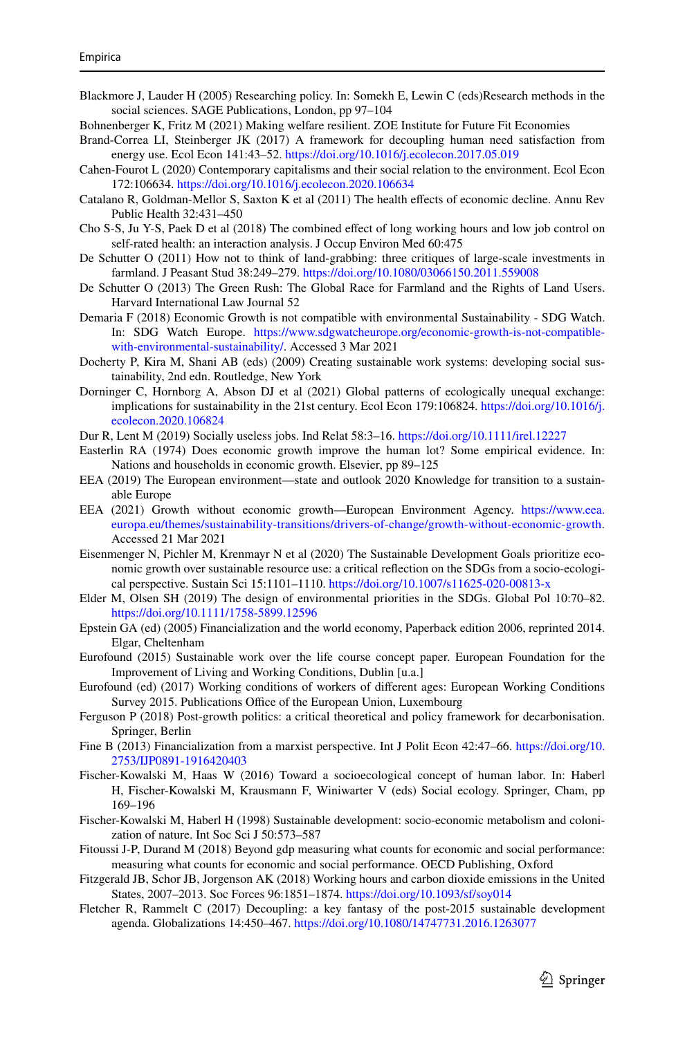Blackmore J, Lauder H (2005) Researching policy. In: Somekh E, Lewin C (eds)Research methods in the social sciences. SAGE Publications, London, pp 97–104

Bohnenberger K, Fritz M (2021) Making welfare resilient. ZOE Institute for Future Fit Economies

Brand-Correa LI, Steinberger JK (2017) A framework for decoupling human need satisfaction from energy use. Ecol Econ 141:43–52. https://doi.org/10.1016/j.ecolecon.2017.05.019

Cahen-Fourot L (2020) Contemporary capitalisms and their social relation to the environment. Ecol Econ 172:106634. https://doi.org/10.1016/j.ecolecon.2020.106634

Catalano R, Goldman-Mellor S, Saxton K et al (2011) The health effects of economic decline. Annu Rev Public Health 32:431–450

Cho S-S, Ju Y-S, Paek D et al (2018) The combined effect of long working hours and low job control on self-rated health: an interaction analysis. J Occup Environ Med 60:475

De Schutter O (2011) How not to think of land-grabbing: three critiques of large-scale investments in farmland. J Peasant Stud 38:249–279. https://doi.org/10.1080/03066150.2011.559008

De Schutter O (2013) The Green Rush: The Global Race for Farmland and the Rights of Land Users. Harvard International Law Journal 52

Demaria F (2018) Economic Growth is not compatible with environmental Sustainability - SDG Watch. In: SDG Watch Europe. https://www.sdgwatcheurope.org/economic-growth-is-not-compatible-with-environmental-sustainability/. Accessed 3 Mar 2021

Docherty P, Kira M, Shani AB (eds) (2009) Creating sustainable work systems: developing social sustainability, 2nd edn. Routledge, New York

Dorninger C, Hornborg A, Abson DJ et al (2021) Global patterns of ecologically unequal exchange: implications for sustainability in the 21st century. Ecol Econ 179:106824. https://doi.org/10.1016/j.ecolecon.2020.106824

Dur R, Lent M (2019) Socially useless jobs. Ind Relat 58:3–16. https://doi.org/10.1111/irel.12227

Easterlin RA (1974) Does economic growth improve the human lot? Some empirical evidence. In: Nations and households in economic growth. Elsevier, pp 89–125

EEA (2019) The European environment—state and outlook 2020 Knowledge for transition to a sustainable Europe

EEA (2021) Growth without economic growth—European Environment Agency. https://www.eea.europa.eu/themes/sustainability-transitions/drivers-of-change/growth-without-economic-growth. Accessed 21 Mar 2021

Eisenmenger N, Pichler M, Krenmayr N et al (2020) The Sustainable Development Goals prioritize economic growth over sustainable resource use: a critical reflection on the SDGs from a socio-ecological perspective. Sustain Sci 15:1101–1110. https://doi.org/10.1007/s11625-020-00813-x

Elder M, Olsen SH (2019) The design of environmental priorities in the SDGs. Global Pol 10:70–82. https://doi.org/10.1111/1758-5899.12596

Epstein GA (ed) (2005) Financialization and the world economy, Paperback edition 2006, reprinted 2014. Elgar, Cheltenham

Eurofound (2015) Sustainable work over the life course concept paper. European Foundation for the Improvement of Living and Working Conditions, Dublin [u.a.]

Eurofound (ed) (2017) Working conditions of workers of different ages: European Working Conditions Survey 2015. Publications Office of the European Union, Luxembourg

Ferguson P (2018) Post-growth politics: a critical theoretical and policy framework for decarbonisation. Springer, Berlin

Fine B (2013) Financialization from a marxist perspective. Int J Polit Econ 42:47–66. https://doi.org/10.2753/IJP0891-1916420403

Fischer-Kowalski M, Haas W (2016) Toward a socioecological concept of human labor. In: Haberl H, Fischer-Kowalski M, Krausmann F, Winiwarter V (eds) Social ecology. Springer, Cham, pp 169–196

Fischer-Kowalski M, Haberl H (1998) Sustainable development: socio-economic metabolism and colonization of nature. Int Soc Sci J 50:573–587

Fitoussi J-P, Durand M (2018) Beyond gdp measuring what counts for economic and social performance: measuring what counts for economic and social performance. OECD Publishing, Oxford

Fitzgerald JB, Schor JB, Jorgenson AK (2018) Working hours and carbon dioxide emissions in the United States, 2007–2013. Soc Forces 96:1851–1874. https://doi.org/10.1093/sf/soy014

Fletcher R, Rammelt C (2017) Decoupling: a key fantasy of the post-2015 sustainable development agenda. Globalizations 14:450–467. https://doi.org/10.1080/14747731.2016.1263077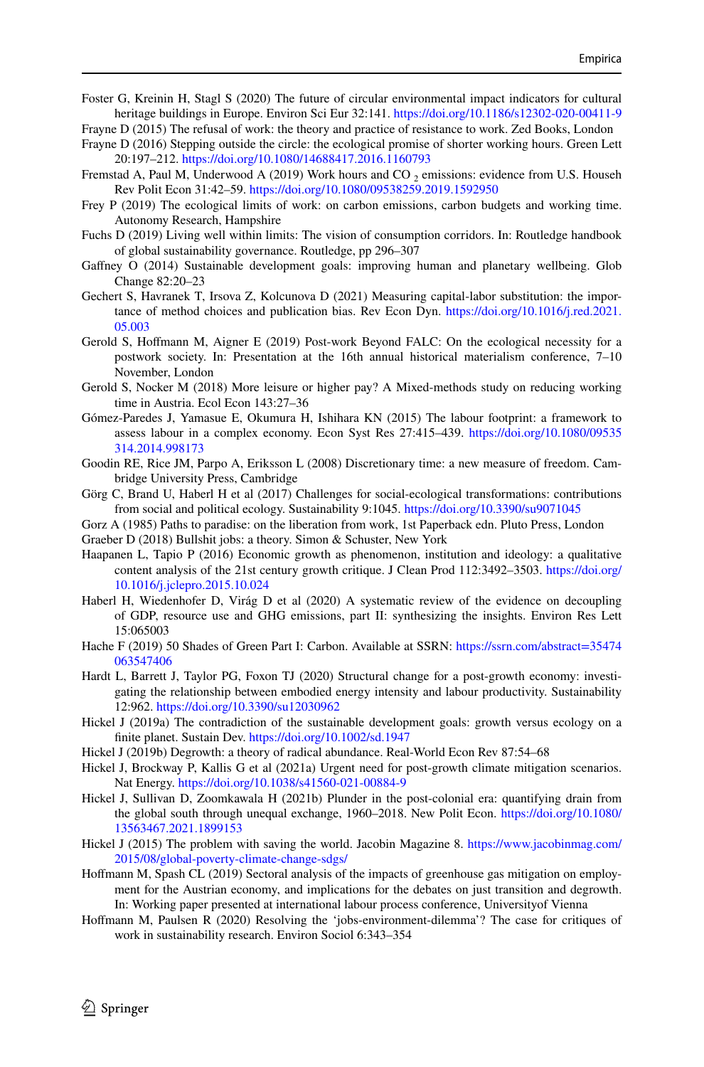Foster G, Kreinin H, Stagl S (2020) The future of circular environmental impact indicators for cultural heritage buildings in Europe. Environ Sci Eur 32:141. https://doi.org/10.1186/s12302-020-00411-9

Frayne D (2015) The refusal of work: the theory and practice of resistance to work. Zed Books, London

Frayne D (2016) Stepping outside the circle: the ecological promise of shorter working hours. Green Lett 20:197–212. https://doi.org/10.1080/14688417.2016.1160793

Fremstad A, Paul M, Underwood A (2019) Work hours and $CO_2$ emissions: evidence from U.S. Househ Rev Polit Econ 31:42–59. https://doi.org/10.1080/09538259.2019.1592950

Frey P (2019) The ecological limits of work: on carbon emissions, carbon budgets and working time. Autonomy Research, Hampshire

Fuchs D (2019) Living well within limits: The vision of consumption corridors. In: Routledge handbook of global sustainability governance. Routledge, pp 296–307

Gaffney O (2014) Sustainable development goals: improving human and planetary wellbeing. Glob Change 82:20–23

Gechert S, Havranek T, Irsova Z, Kolcunova D (2021) Measuring capital-labor substitution: the importance of method choices and publication bias. Rev Econ Dyn. https://doi.org/10.1016/j.red.2021.05.003

Gerold S, Hoffmann M, Aigner E (2019) Post-work Beyond FALC: On the ecological necessity for a postwork society. In: Presentation at the 16th annual historical materialism conference, 7–10 November, London

Gerold S, Nocker M (2018) More leisure or higher pay? A Mixed-methods study on reducing working time in Austria. Ecol Econ 143:27–36

Gómez-Paredes J, Yamasue E, Okumura H, Ishihara KN (2015) The labour footprint: a framework to assess labour in a complex economy. Econ Syst Res 27:415–439. https://doi.org/10.1080/09535314.2014.998173

Goodin RE, Rice JM, Parpo A, Eriksson L (2008) Discretionary time: a new measure of freedom. Cambridge University Press, Cambridge

Görg C, Brand U, Haberl H et al (2017) Challenges for social-ecological transformations: contributions from social and political ecology. Sustainability 9:1045. https://doi.org/10.3390/su9071045

Gorz A (1985) Paths to paradise: on the liberation from work, 1st Paperback edn. Pluto Press, London

Graeber D (2018) Bullshit jobs: a theory. Simon & Schuster, New York

Haapanen L, Tapio P (2016) Economic growth as phenomenon, institution and ideology: a qualitative content analysis of the 21st century growth critique. J Clean Prod 112:3492–3503. https://doi.org/10.1016/j.jclepro.2015.10.024

Haberl H, Wiedenhofer D, Virág D et al (2020) A systematic review of the evidence on decoupling of GDP, resource use and GHG emissions, part II: synthesizing the insights. Environ Res Lett 15:065003

Hache F (2019) 50 Shades of Green Part I: Carbon. Available at SSRN: https://ssrn.com/abstract=35474063547406

Hardt L, Barrett J, Taylor PG, Foxon TJ (2020) Structural change for a post-growth economy: investigating the relationship between embodied energy intensity and labour productivity. Sustainability 12:962. https://doi.org/10.3390/su12030962

Hickel J (2019a) The contradiction of the sustainable development goals: growth versus ecology on a finite planet. Sustain Dev. https://doi.org/10.1002/sd.1947

Hickel J (2019b) Degrowth: a theory of radical abundance. Real-World Econ Rev 87:54–68

Hickel J, Brockway P, Kallis G et al (2021a) Urgent need for post-growth climate mitigation scenarios. Nat Energy. https://doi.org/10.1038/s41560-021-00884-9

Hickel J, Sullivan D, Zoomkawala H (2021b) Plunder in the post-colonial era: quantifying drain from the global south through unequal exchange, 1960–2018. New Polit Econ. https://doi.org/10.1080/13563467.2021.1899153

Hickel J (2015) The problem with saving the world. Jacobin Magazine 8. https://www.jacobinmag.com/2015/08/global-poverty-climate-change-sdgs/

Hoffmann M, Spash CL (2019) Sectoral analysis of the impacts of greenhouse gas mitigation on employment for the Austrian economy, and implications for the debates on just transition and degrowth. In: Working paper presented at international labour process conference, Universityof Vienna

Hoffmann M, Paulsen R (2020) Resolving the 'jobs-environment-dilemma'? The case for critiques of work in sustainability research. Environ Sociol 6:343–354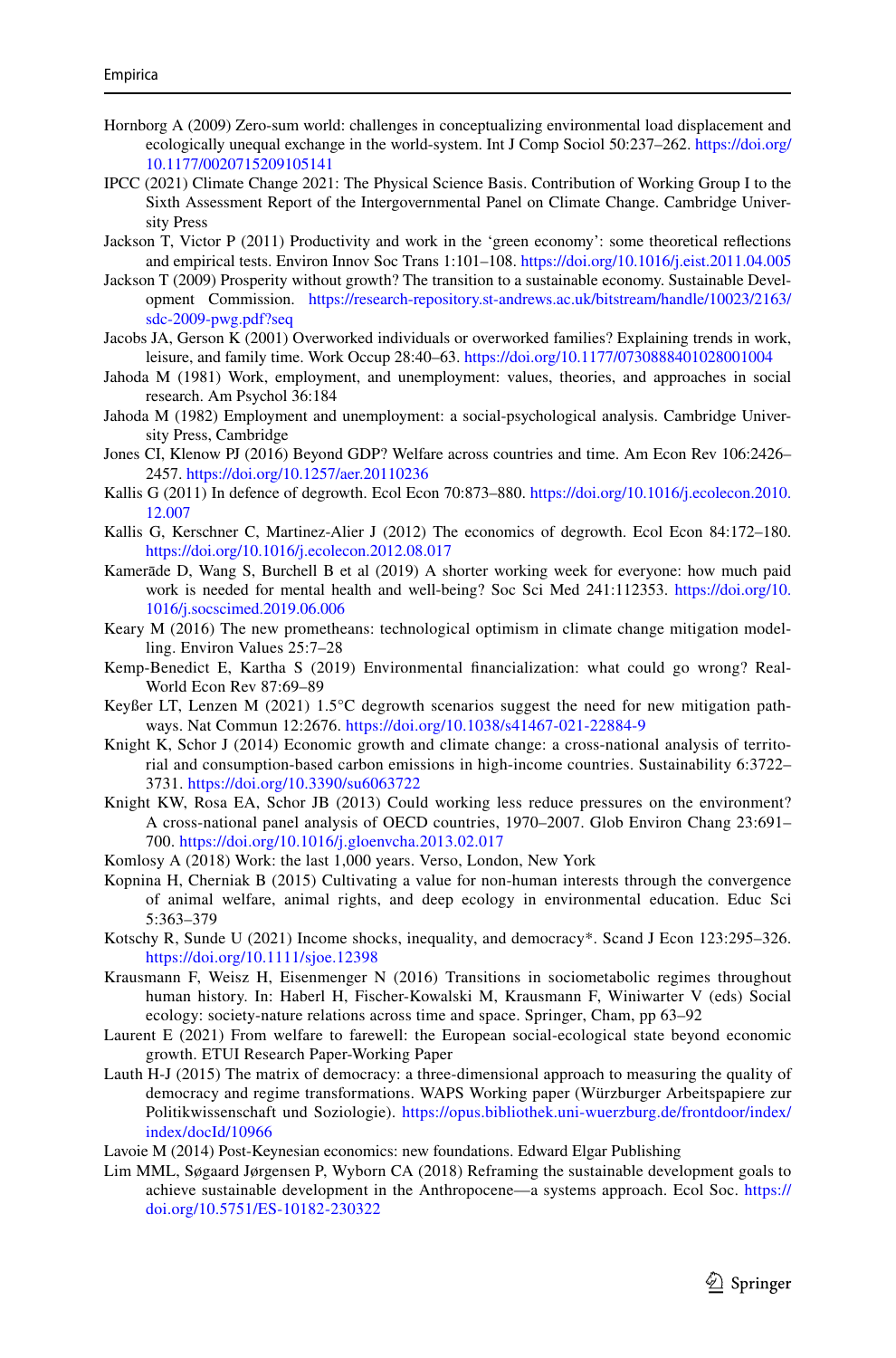Hornborg A (2009) Zero-sum world: challenges in conceptualizing environmental load displacement and ecologically unequal exchange in the world-system. Int J Comp Sociol 50:237–262. https://doi.org/10.1177/0020715209105141

IPCC (2021) Climate Change 2021: The Physical Science Basis. Contribution of Working Group I to the Sixth Assessment Report of the Intergovernmental Panel on Climate Change. Cambridge University Press

Jackson T, Victor P (2011) Productivity and work in the 'green economy': some theoretical reflections and empirical tests. Environ Innov Soc Trans 1:101–108. https://doi.org/10.1016/j.eist.2011.04.005

Jackson T (2009) Prosperity without growth? The transition to a sustainable economy. Sustainable Development Commission. https://research-repository.st-andrews.ac.uk/bitstream/handle/10023/2163/sdc-2009-pwg.pdf?seq

Jacobs JA, Gerson K (2001) Overworked individuals or overworked families? Explaining trends in work, leisure, and family time. Work Occup 28:40–63. https://doi.org/10.1177/0730888401028001004

Jahoda M (1981) Work, employment, and unemployment: values, theories, and approaches in social research. Am Psychol 36:184

Jahoda M (1982) Employment and unemployment: a social-psychological analysis. Cambridge University Press, Cambridge

Jones CI, Klenow PJ (2016) Beyond GDP? Welfare across countries and time. Am Econ Rev 106:2426–2457. https://doi.org/10.1257/aer.20110236

Kallis G (2011) In defence of degrowth. Ecol Econ 70:873–880. https://doi.org/10.1016/j.ecolecon.2010.12.007

Kallis G, Kerschner C, Martinez-Alier J (2012) The economics of degrowth. Ecol Econ 84:172–180. https://doi.org/10.1016/j.ecolecon.2012.08.017

Kamerāde D, Wang S, Burchell B et al (2019) A shorter working week for everyone: how much paid work is needed for mental health and well-being? Soc Sci Med 241:112353. https://doi.org/10.1016/j.socscimed.2019.06.006

Keary M (2016) The new prometheans: technological optimism in climate change mitigation modelling. Environ Values 25:7–28

Kemp-Benedict E, Kartha S (2019) Environmental financialization: what could go wrong? Real-World Econ Rev 87:69–89

Keyßer LT, Lenzen M (2021) 1.5°C degrowth scenarios suggest the need for new mitigation pathways. Nat Commun 12:2676. https://doi.org/10.1038/s41467-021-22884-9

Knight K, Schor J (2014) Economic growth and climate change: a cross-national analysis of territorial and consumption-based carbon emissions in high-income countries. Sustainability 6:3722–3731. https://doi.org/10.3390/su6063722

Knight KW, Rosa EA, Schor JB (2013) Could working less reduce pressures on the environment? A cross-national panel analysis of OECD countries, 1970–2007. Glob Environ Chang 23:691–700. https://doi.org/10.1016/j.gloenvcha.2013.02.017

Komlosy A (2018) Work: the last 1,000 years. Verso, London, New York

Kopnina H, Cherniak B (2015) Cultivating a value for non-human interests through the convergence of animal welfare, animal rights, and deep ecology in environmental education. Educ Sci 5:363–379

Kotschy R, Sunde U (2021) Income shocks, inequality, and democracy*. Scand J Econ 123:295–326. https://doi.org/10.1111/sjoe.12398

Krausmann F, Weisz H, Eisenmenger N (2016) Transitions in sociometabolic regimes throughout human history. In: Haberl H, Fischer-Kowalski M, Krausmann F, Winiwarter V (eds) Social ecology: society-nature relations across time and space. Springer, Cham, pp 63–92

Laurent E (2021) From welfare to farewell: the European social-ecological state beyond economic growth. ETUI Research Paper-Working Paper

Lauth H-J (2015) The matrix of democracy: a three-dimensional approach to measuring the quality of democracy and regime transformations. WAPS Working paper (Würzburger Arbeitspapiere zur Politikwissenschaft und Soziologie). https://opus.bibliothek.uni-wuerzburg.de/frontdoor/index/index/docId/10966

Lavoie M (2014) Post-Keynesian economics: new foundations. Edward Elgar Publishing

Lim MML, Søgaard Jørgensen P, Wyborn CA (2018) Reframing the sustainable development goals to achieve sustainable development in the Anthropocene—a systems approach. Ecol Soc. https://doi.org/10.5751/ES-10182-230322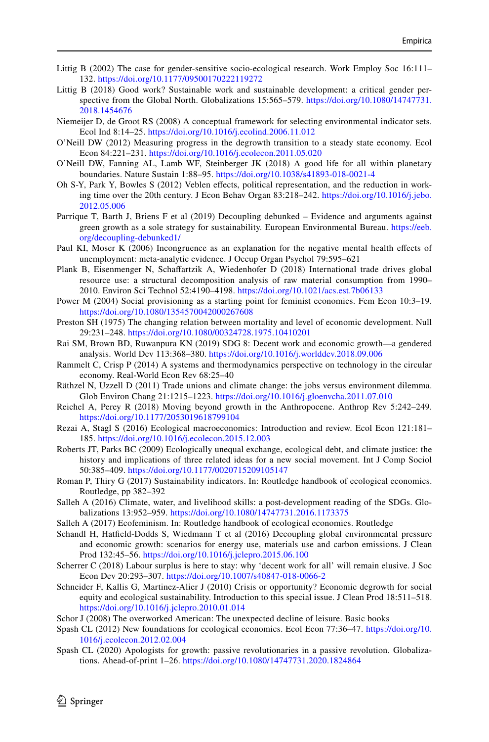Littig B (2002) The case for gender-sensitive socio-ecological research. Work Employ Soc 16:111–132. https://doi.org/10.1177/09500170222119272

Littig B (2018) Good work? Sustainable work and sustainable development: a critical gender perspective from the Global North. Globalizations 15:565–579. https://doi.org/10.1080/14747731.2018.1454676

Niemeijer D, de Groot RS (2008) A conceptual framework for selecting environmental indicator sets. Ecol Ind 8:14–25. https://doi.org/10.1016/j.ecolind.2006.11.012

O'Neill DW (2012) Measuring progress in the degrowth transition to a steady state economy. Ecol Econ 84:221–231. https://doi.org/10.1016/j.ecolecon.2011.05.020

O'Neill DW, Fanning AL, Lamb WF, Steinberger JK (2018) A good life for all within planetary boundaries. Nature Sustain 1:88–95. https://doi.org/10.1038/s41893-018-0021-4

Oh S-Y, Park Y, Bowles S (2012) Veblen effects, political representation, and the reduction in working time over the 20th century. J Econ Behav Organ 83:218–242. https://doi.org/10.1016/j.jebo.2012.05.006

Parrique T, Barth J, Briens F et al (2019) Decoupling debunked – Evidence and arguments against green growth as a sole strategy for sustainability. European Environmental Bureau. https://eeb.org/decoupling-debunked1/

Paul KI, Moser K (2006) Incongruence as an explanation for the negative mental health effects of unemployment: meta-analytic evidence. J Occup Organ Psychol 79:595–621

Plank B, Eisenmenger N, Schaffartzik A, Wiedenhofer D (2018) International trade drives global resource use: a structural decomposition analysis of raw material consumption from 1990–2010. Environ Sci Technol 52:4190–4198. https://doi.org/10.1021/acs.est.7b06133

Power M (2004) Social provisioning as a starting point for feminist economics. Fem Econ 10:3–19. https://doi.org/10.1080/1354570042000267608

Preston SH (1975) The changing relation between mortality and level of economic development. Null 29:231–248. https://doi.org/10.1080/00324728.1975.10410201

Rai SM, Brown BD, Ruwanpura KN (2019) SDG 8: Decent work and economic growth—a gendered analysis. World Dev 113:368–380. https://doi.org/10.1016/j.worlddev.2018.09.006

Rammelt C, Crisp P (2014) A systems and thermodynamics perspective on technology in the circular economy. Real-World Econ Rev 68:25–40

Räthzel N, Uzzell D (2011) Trade unions and climate change: the jobs versus environment dilemma. Glob Environ Chang 21:1215–1223. https://doi.org/10.1016/j.gloenvcha.2011.07.010

Reichel A, Perey R (2018) Moving beyond growth in the Anthropocene. Anthrop Rev 5:242–249. https://doi.org/10.1177/2053019618799104

Rezai A, Stagl S (2016) Ecological macroeconomics: Introduction and review. Ecol Econ 121:181–185. https://doi.org/10.1016/j.ecolecon.2015.12.003

Roberts JT, Parks BC (2009) Ecologically unequal exchange, ecological debt, and climate justice: the history and implications of three related ideas for a new social movement. Int J Comp Sociol 50:385–409. https://doi.org/10.1177/0020715209105147

Roman P, Thiry G (2017) Sustainability indicators. In: Routledge handbook of ecological economics. Routledge, pp 382–392

Salleh A (2016) Climate, water, and livelihood skills: a post-development reading of the SDGs. Globalizations 13:952–959. https://doi.org/10.1080/14747731.2016.1173375

Salleh A (2017) Ecofeminism. In: Routledge handbook of ecological economics. Routledge

Schandl H, Hatfield-Dodds S, Wiedmann T et al (2016) Decoupling global environmental pressure and economic growth: scenarios for energy use, materials use and carbon emissions. J Clean Prod 132:45–56. https://doi.org/10.1016/j.jclepro.2015.06.100

Scherrer C (2018) Labour surplus is here to stay: why 'decent work for all' will remain elusive. J Soc Econ Dev 20:293–307. https://doi.org/10.1007/s40847-018-0066-2

Schneider F, Kallis G, Martinez-Alier J (2010) Crisis or opportunity? Economic degrowth for social equity and ecological sustainability. Introduction to this special issue. J Clean Prod 18:511–518. https://doi.org/10.1016/j.jclepro.2010.01.014

Schor J (2008) The overworked American: The unexpected decline of leisure. Basic books

Spash CL (2012) New foundations for ecological economics. Ecol Econ 77:36–47. https://doi.org/10.1016/j.ecolecon.2012.02.004

Spash CL (2020) Apologists for growth: passive revolutionaries in a passive revolution. Globalizations. Ahead-of-print 1–26. https://doi.org/10.1080/14747731.2020.1824864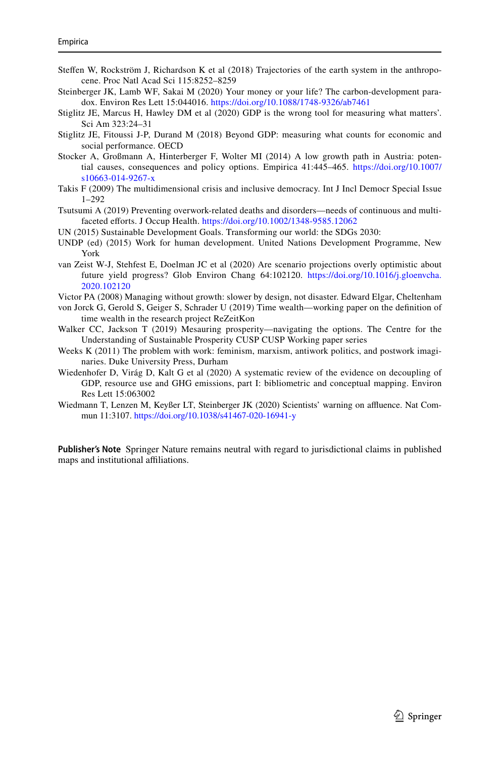Steffen W, Rockström J, Richardson K et al (2018) Trajectories of the earth system in the anthropocene. Proc Natl Acad Sci 115:8252–8259

Steinberger JK, Lamb WF, Sakai M (2020) Your money or your life? The carbon-development paradox. Environ Res Lett 15:044016. https://doi.org/10.1088/1748-9326/ab7461

Stiglitz JE, Marcus H, Hawley DM et al (2020) GDP is the wrong tool for measuring what matters'. Sci Am 323:24–31

Stiglitz JE, Fitoussi J-P, Durand M (2018) Beyond GDP: measuring what counts for economic and social performance. OECD

Stocker A, Großmann A, Hinterberger F, Wolter MI (2014) A low growth path in Austria: potential causes, consequences and policy options. Empirica 41:445–465. https://doi.org/10.1007/s10663-014-9267-x

Takis F (2009) The multidimensional crisis and inclusive democracy. Int J Incl Democr Special Issue 1–292

Tsutsumi A (2019) Preventing overwork-related deaths and disorders—needs of continuous and multifaceted efforts. J Occup Health. https://doi.org/10.1002/1348-9585.12062

UN (2015) Sustainable Development Goals. Transforming our world: the SDGs 2030:

UNDP (ed) (2015) Work for human development. United Nations Development Programme, New York

van Zeist W-J, Stehfest E, Doelman JC et al (2020) Are scenario projections overly optimistic about future yield progress? Glob Environ Chang 64:102120. https://doi.org/10.1016/j.gloenvcha.2020.102120

Victor PA (2008) Managing without growth: slower by design, not disaster. Edward Elgar, Cheltenham

von Jorck G, Gerold S, Geiger S, Schrader U (2019) Time wealth—working paper on the definition of time wealth in the research project ReZeitKon

Walker CC, Jackson T (2019) Mesauring prosperity—navigating the options. The Centre for the Understanding of Sustainable Prosperity CUSP CUSP Working paper series

Weeks K (2011) The problem with work: feminism, marxism, antiwork politics, and postwork imaginaries. Duke University Press, Durham

Wiedenhofer D, Virág D, Kalt G et al (2020) A systematic review of the evidence on decoupling of GDP, resource use and GHG emissions, part I: bibliometric and conceptual mapping. Environ Res Lett 15:063002

Wiedmann T, Lenzen M, Keyßer LT, Steinberger JK (2020) Scientists' warning on affluence. Nat Commun 11:3107. https://doi.org/10.1038/s41467-020-16941-y

**Publisher's Note** Springer Nature remains neutral with regard to jurisdictional claims in published maps and institutional affiliations.